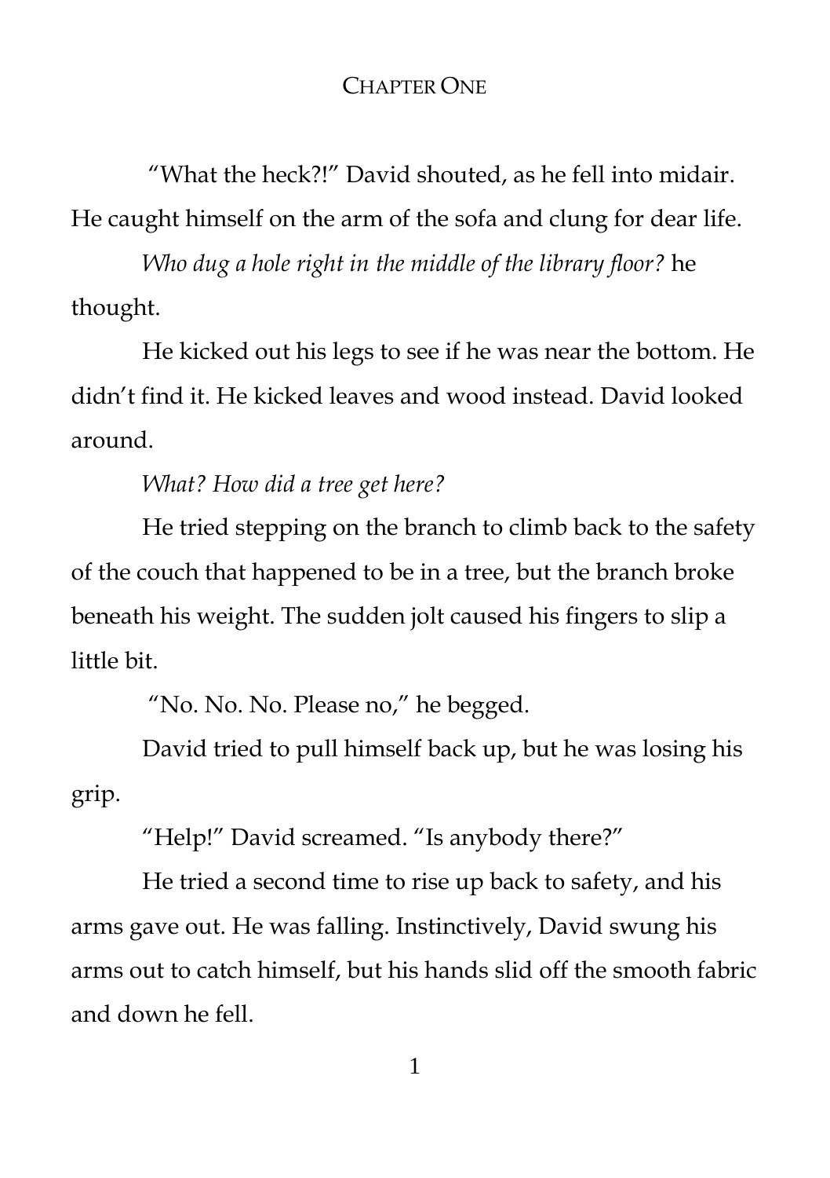# Chapter One

"What the heck?!" David shouted, as he fell into midair. He caught himself on the arm of the sofa and clung for dear life.

*Who dug a hole right in the middle of the library floor?* he thought.

He kicked out his legs to see if he was near the bottom. He didn't find it. He kicked leaves and wood instead. David looked around.

*What? How did a tree get here?*

He tried stepping on the branch to climb back to the safety of the couch that happened to be in a tree, but the branch broke beneath his weight. The sudden jolt caused his fingers to slip a little bit.

"No. No. No. Please no," he begged.

David tried to pull himself back up, but he was losing his grip.

"Help!" David screamed. "Is anybody there?"

He tried a second time to rise up back to safety, and his arms gave out. He was falling. Instinctively, David swung his arms out to catch himself, but his hands slid off the smooth fabric and down he fell.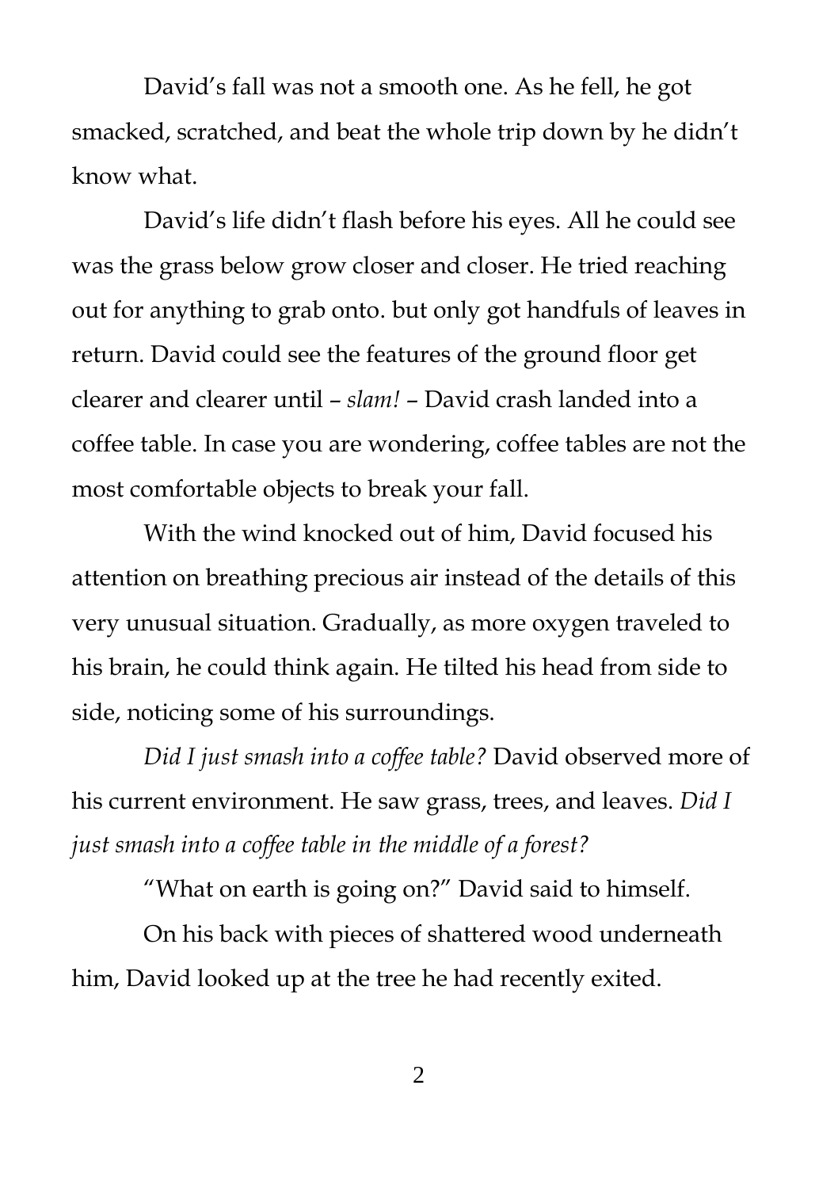David's fall was not a smooth one. As he fell, he got smacked, scratched, and beat the whole trip down by he didn't know what.

David's life didn't flash before his eyes. All he could see was the grass below grow closer and closer. He tried reaching out for anything to grab onto. but only got handfuls of leaves in return. David could see the features of the ground floor get clearer and clearer until – *slam!* – David crash landed into a coffee table. In case you are wondering, coffee tables are not the most comfortable objects to break your fall.

With the wind knocked out of him, David focused his attention on breathing precious air instead of the details of this very unusual situation. Gradually, as more oxygen traveled to his brain, he could think again. He tilted his head from side to side, noticing some of his surroundings.

*Did I just smash into a coffee table?* David observed more of his current environment. He saw grass, trees, and leaves. *Did I just smash into a coffee table in the middle of a forest?*

"What on earth is going on?" David said to himself.

On his back with pieces of shattered wood underneath him, David looked up at the tree he had recently exited.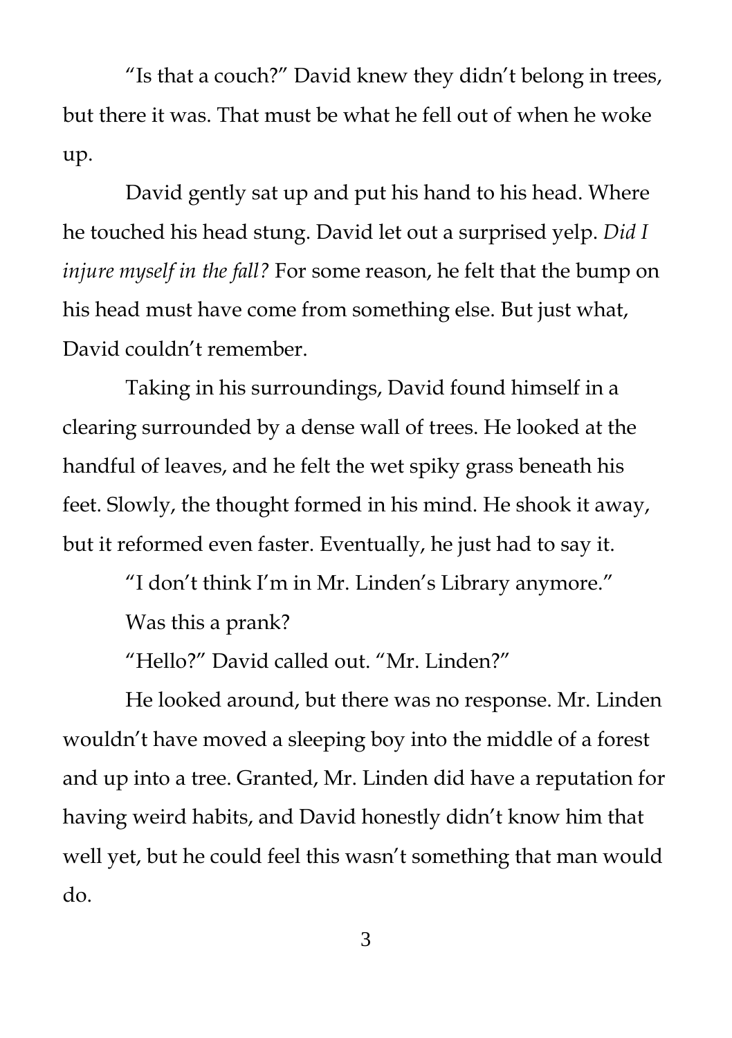"Is that a couch?" David knew they didn't belong in trees, but there it was. That must be what he fell out of when he woke up.

David gently sat up and put his hand to his head. Where he touched his head stung. David let out a surprised yelp. *Did I injure myself in the fall?* For some reason, he felt that the bump on his head must have come from something else. But just what, David couldn't remember.

Taking in his surroundings, David found himself in a clearing surrounded by a dense wall of trees. He looked at the handful of leaves, and he felt the wet spiky grass beneath his feet. Slowly, the thought formed in his mind. He shook it away, but it reformed even faster. Eventually, he just had to say it.

"I don't think I'm in Mr. Linden's Library anymore."

Was this a prank?

"Hello?" David called out. "Mr. Linden?"

He looked around, but there was no response. Mr. Linden wouldn't have moved a sleeping boy into the middle of a forest and up into a tree. Granted, Mr. Linden did have a reputation for having weird habits, and David honestly didn't know him that well yet, but he could feel this wasn't something that man would do.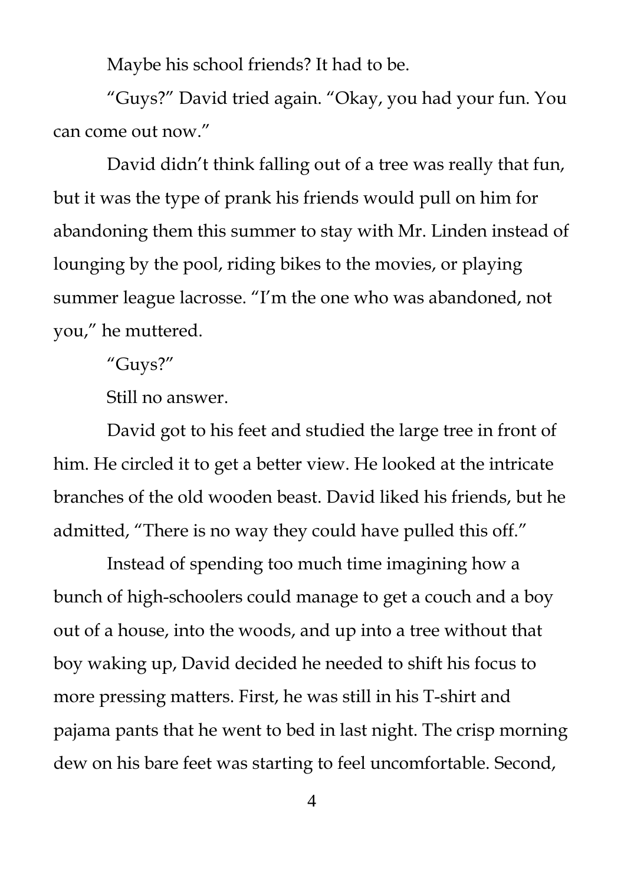Maybe his school friends? It had to be.

"Guys?" David tried again. "Okay, you had your fun. You can come out now."

David didn't think falling out of a tree was really that fun, but it was the type of prank his friends would pull on him for abandoning them this summer to stay with Mr. Linden instead of lounging by the pool, riding bikes to the movies, or playing summer league lacrosse. "I'm the one who was abandoned, not you," he muttered.

"Guys?"

Still no answer.

David got to his feet and studied the large tree in front of him. He circled it to get a better view. He looked at the intricate branches of the old wooden beast. David liked his friends, but he admitted, "There is no way they could have pulled this off."

Instead of spending too much time imagining how a bunch of high-schoolers could manage to get a couch and a boy out of a house, into the woods, and up into a tree without that boy waking up, David decided he needed to shift his focus to more pressing matters. First, he was still in his T-shirt and pajama pants that he went to bed in last night. The crisp morning dew on his bare feet was starting to feel uncomfortable. Second,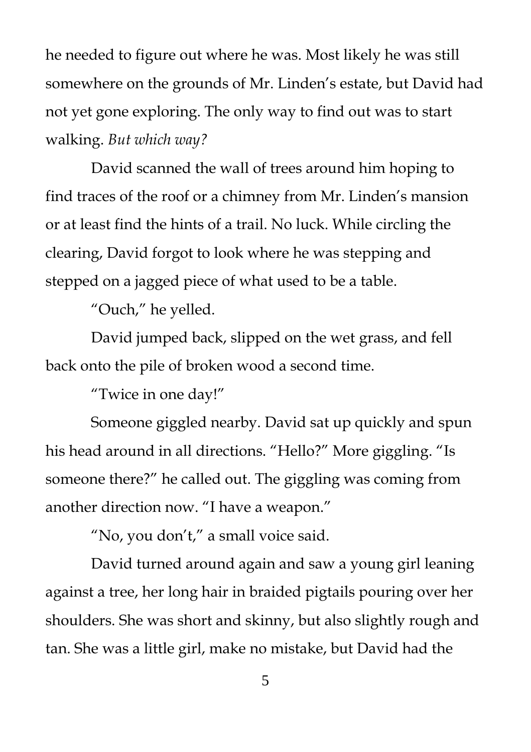he needed to figure out where he was. Most likely he was still somewhere on the grounds of Mr. Linden's estate, but David had not yet gone exploring. The only way to find out was to start walking. *But which way?*

David scanned the wall of trees around him hoping to find traces of the roof or a chimney from Mr. Linden's mansion or at least find the hints of a trail. No luck. While circling the clearing, David forgot to look where he was stepping and stepped on a jagged piece of what used to be a table.

"Ouch," he yelled.

David jumped back, slipped on the wet grass, and fell back onto the pile of broken wood a second time.

"Twice in one day!"

Someone giggled nearby. David sat up quickly and spun his head around in all directions. "Hello?" More giggling. "Is someone there?" he called out. The giggling was coming from another direction now. "I have a weapon."

"No, you don't," a small voice said.

David turned around again and saw a young girl leaning against a tree, her long hair in braided pigtails pouring over her shoulders. She was short and skinny, but also slightly rough and tan. She was a little girl, make no mistake, but David had the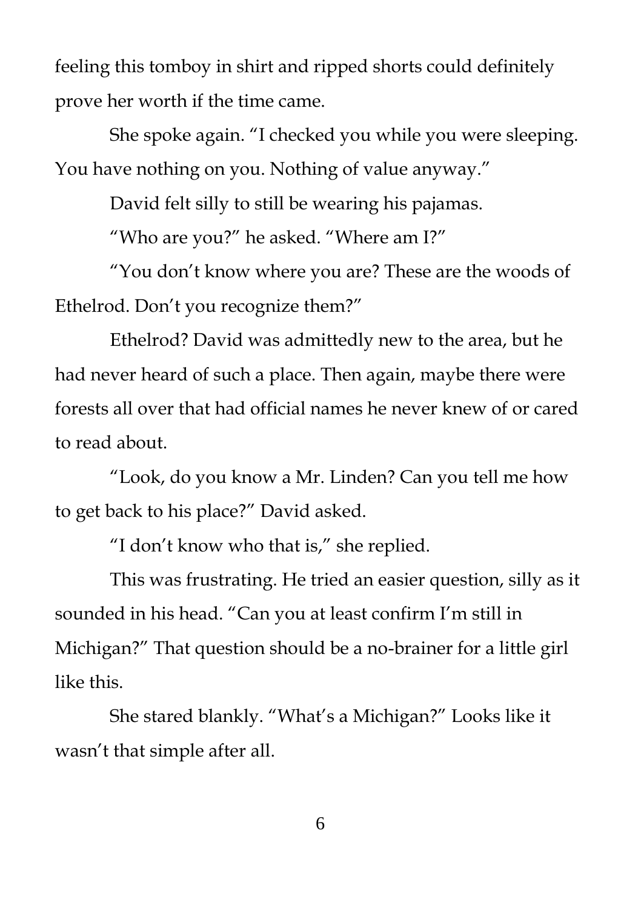feeling this tomboy in shirt and ripped shorts could definitely prove her worth if the time came.

She spoke again. “I checked you while you were sleeping. You have nothing on you. Nothing of value anyway.”

David felt silly to still be wearing his pajamas.

“Who are you?” he asked. “Where am I?”

“You don’t know where you are? These are the woods of Ethelrod. Don’t you recognize them?”

Ethelrod? David was admittedly new to the area, but he had never heard of such a place. Then again, maybe there were forests all over that had official names he never knew of or cared to read about.

“Look, do you know a Mr. Linden? Can you tell me how to get back to his place?” David asked.

“I don’t know who that is,” she replied.

This was frustrating. He tried an easier question, silly as it sounded in his head. “Can you at least confirm I’m still in Michigan?” That question should be a no-brainer for a little girl like this.

She stared blankly. “What’s a Michigan?” Looks like it wasn’t that simple after all.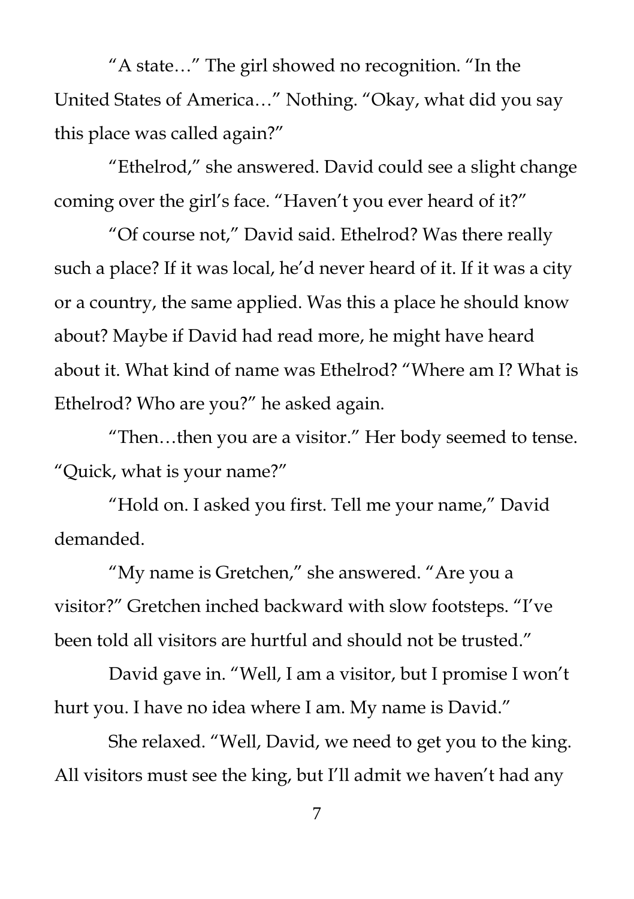"A state…" The girl showed no recognition. "In the United States of America…" Nothing. "Okay, what did you say this place was called again?"

"Ethelrod," she answered. David could see a slight change coming over the girl's face. "Haven't you ever heard of it?"

"Of course not," David said. Ethelrod? Was there really such a place? If it was local, he'd never heard of it. If it was a city or a country, the same applied. Was this a place he should know about? Maybe if David had read more, he might have heard about it. What kind of name was Ethelrod? "Where am I? What is Ethelrod? Who are you?" he asked again.

"Then…then you are a visitor." Her body seemed to tense. "Quick, what is your name?"

"Hold on. I asked you first. Tell me your name," David demanded.

"My name is Gretchen," she answered. "Are you a visitor?" Gretchen inched backward with slow footsteps. "I've been told all visitors are hurtful and should not be trusted."

David gave in. "Well, I am a visitor, but I promise I won't hurt you. I have no idea where I am. My name is David."

She relaxed. "Well, David, we need to get you to the king. All visitors must see the king, but I'll admit we haven't had any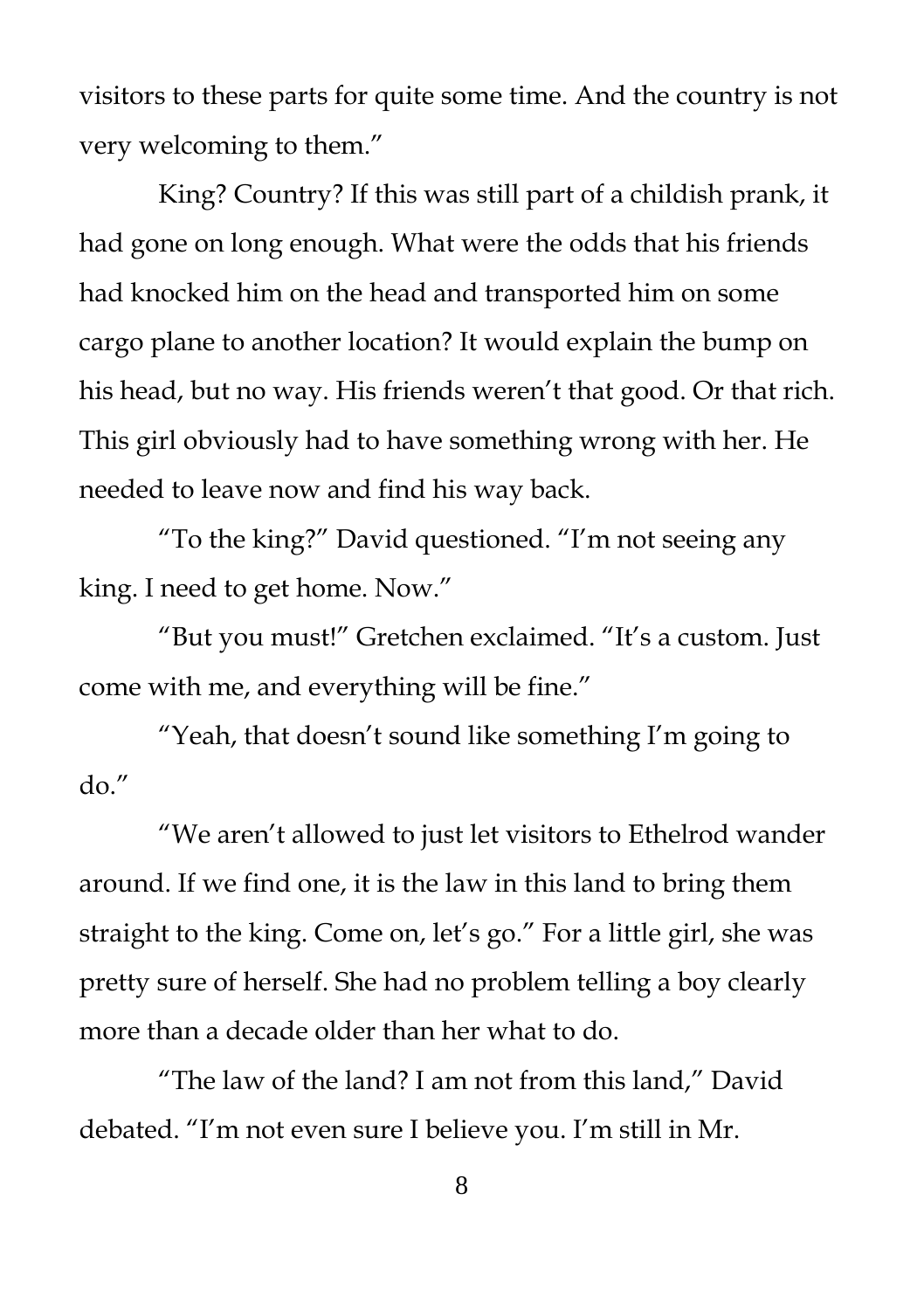visitors to these parts for quite some time. And the country is not very welcoming to them."

King? Country? If this was still part of a childish prank, it had gone on long enough. What were the odds that his friends had knocked him on the head and transported him on some cargo plane to another location? It would explain the bump on his head, but no way. His friends weren't that good. Or that rich. This girl obviously had to have something wrong with her. He needed to leave now and find his way back.

"To the king?" David questioned. "I'm not seeing any king. I need to get home. Now."

"But you must!" Gretchen exclaimed. "It's a custom. Just come with me, and everything will be fine."

"Yeah, that doesn't sound like something I'm going to do."

"We aren't allowed to just let visitors to Ethelrod wander around. If we find one, it is the law in this land to bring them straight to the king. Come on, let's go." For a little girl, she was pretty sure of herself. She had no problem telling a boy clearly more than a decade older than her what to do.

"The law of the land? I am not from this land," David debated. "I'm not even sure I believe you. I'm still in Mr.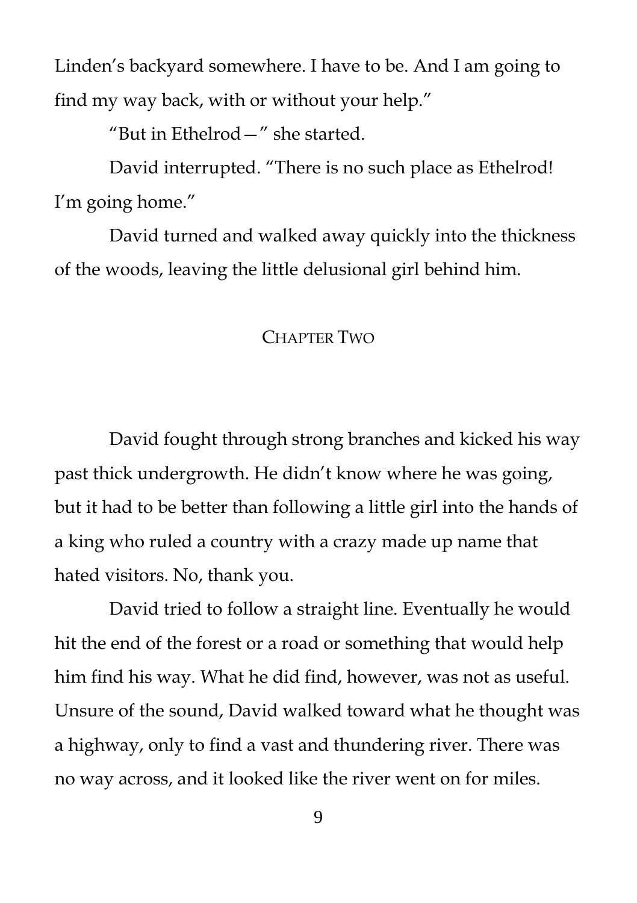Linden's backyard somewhere. I have to be. And I am going to find my way back, with or without your help."

"But in Ethelrod—" she started.

David interrupted. "There is no such place as Ethelrod! I'm going home."

David turned and walked away quickly into the thickness of the woods, leaving the little delusional girl behind him.

## CHAPTER TWO

David fought through strong branches and kicked his way past thick undergrowth. He didn't know where he was going, but it had to be better than following a little girl into the hands of a king who ruled a country with a crazy made up name that hated visitors. No, thank you.

David tried to follow a straight line. Eventually he would hit the end of the forest or a road or something that would help him find his way. What he did find, however, was not as useful. Unsure of the sound, David walked toward what he thought was a highway, only to find a vast and thundering river. There was no way across, and it looked like the river went on for miles.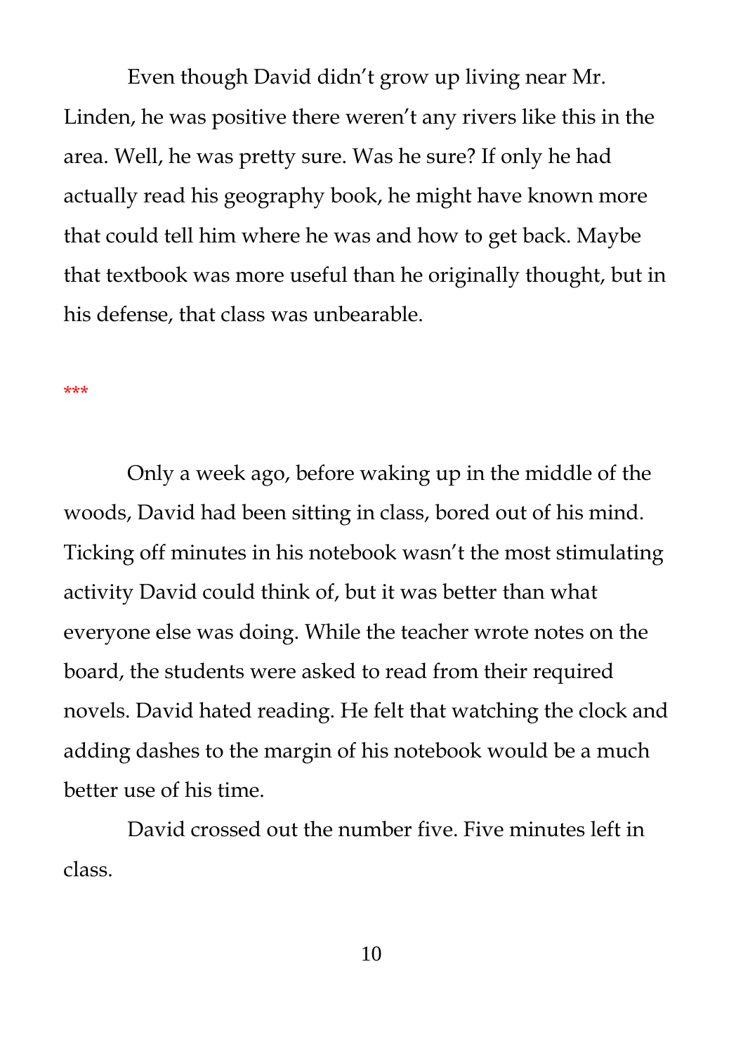Even though David didn't grow up living near Mr. Linden, he was positive there weren't any rivers like this in the area. Well, he was pretty sure. Was he sure? If only he had actually read his geography book, he might have known more that could tell him where he was and how to get back. Maybe that textbook was more useful than he originally thought, but in his defense, that class was unbearable.

***

Only a week ago, before waking up in the middle of the woods, David had been sitting in class, bored out of his mind. Ticking off minutes in his notebook wasn't the most stimulating activity David could think of, but it was better than what everyone else was doing. While the teacher wrote notes on the board, the students were asked to read from their required novels. David hated reading. He felt that watching the clock and adding dashes to the margin of his notebook would be a much better use of his time.

David crossed out the number five. Five minutes left in class.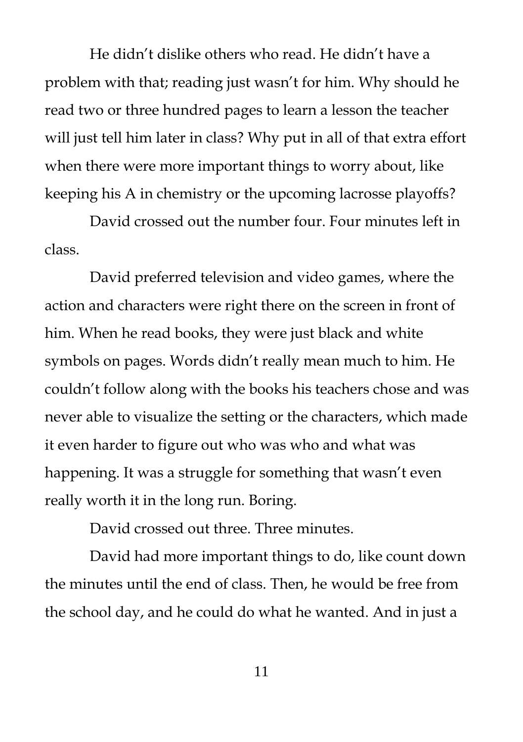He didn't dislike others who read. He didn't have a problem with that; reading just wasn't for him. Why should he read two or three hundred pages to learn a lesson the teacher will just tell him later in class? Why put in all of that extra effort when there were more important things to worry about, like keeping his A in chemistry or the upcoming lacrosse playoffs?

David crossed out the number four. Four minutes left in class.

David preferred television and video games, where the action and characters were right there on the screen in front of him. When he read books, they were just black and white symbols on pages. Words didn't really mean much to him. He couldn't follow along with the books his teachers chose and was never able to visualize the setting or the characters, which made it even harder to figure out who was who and what was happening. It was a struggle for something that wasn't even really worth it in the long run. Boring.

David crossed out three. Three minutes.

David had more important things to do, like count down the minutes until the end of class. Then, he would be free from the school day, and he could do what he wanted. And in just a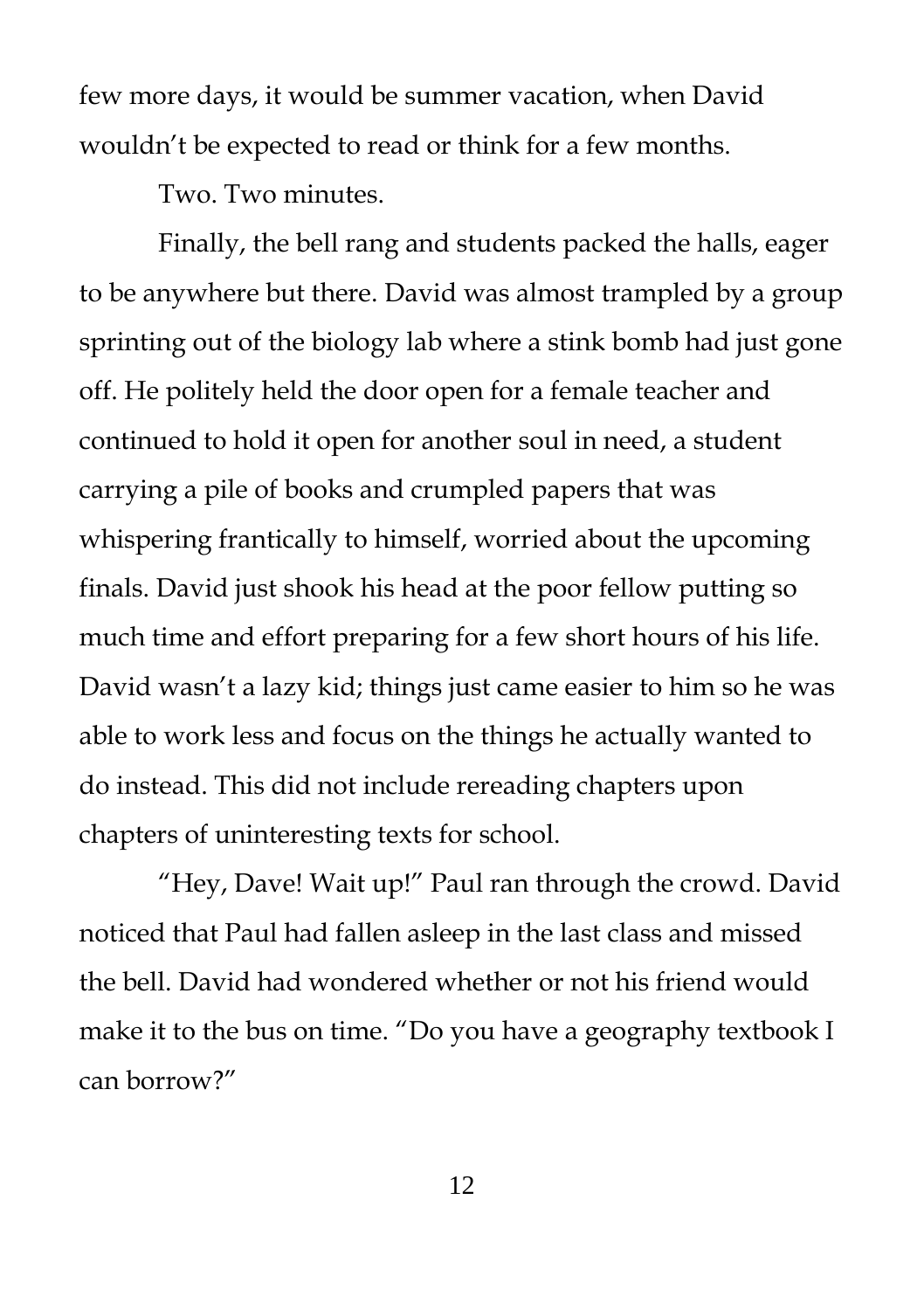few more days, it would be summer vacation, when David wouldn't be expected to read or think for a few months.

Two. Two minutes.

Finally, the bell rang and students packed the halls, eager to be anywhere but there. David was almost trampled by a group sprinting out of the biology lab where a stink bomb had just gone off. He politely held the door open for a female teacher and continued to hold it open for another soul in need, a student carrying a pile of books and crumpled papers that was whispering frantically to himself, worried about the upcoming finals. David just shook his head at the poor fellow putting so much time and effort preparing for a few short hours of his life. David wasn't a lazy kid; things just came easier to him so he was able to work less and focus on the things he actually wanted to do instead. This did not include rereading chapters upon chapters of uninteresting texts for school.

"Hey, Dave! Wait up!" Paul ran through the crowd. David noticed that Paul had fallen asleep in the last class and missed the bell. David had wondered whether or not his friend would make it to the bus on time. "Do you have a geography textbook I can borrow?"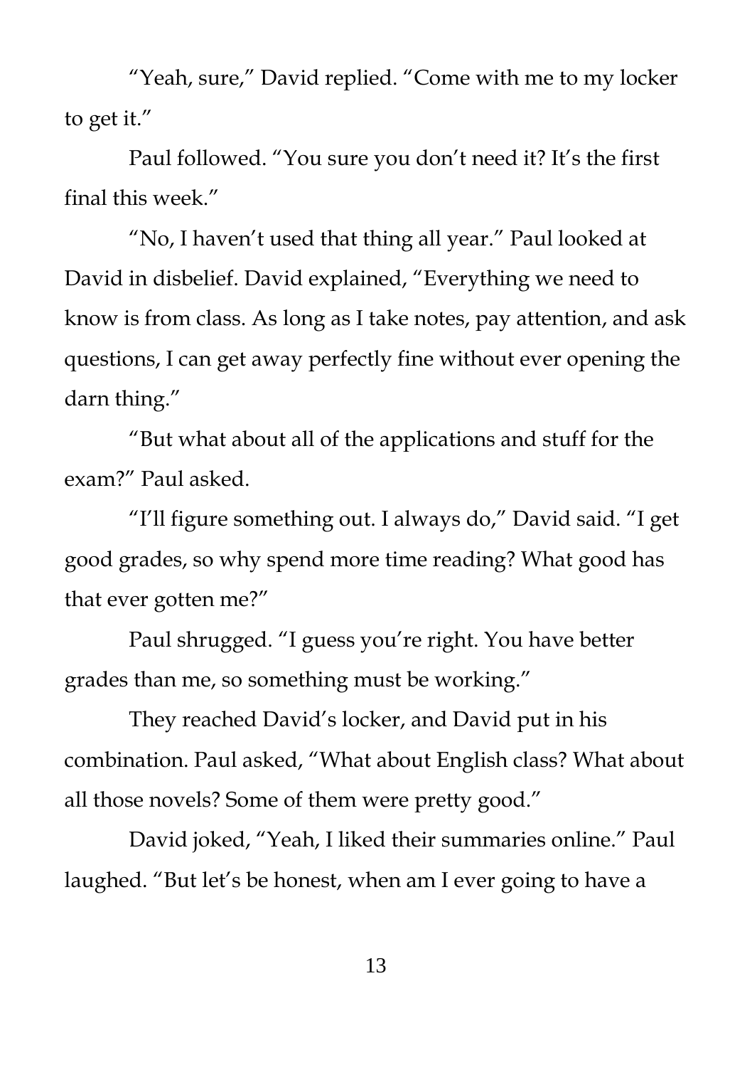"Yeah, sure," David replied. "Come with me to my locker to get it."

Paul followed. "You sure you don't need it? It's the first final this week."

"No, I haven't used that thing all year." Paul looked at David in disbelief. David explained, "Everything we need to know is from class. As long as I take notes, pay attention, and ask questions, I can get away perfectly fine without ever opening the darn thing."

"But what about all of the applications and stuff for the exam?" Paul asked.

"I'll figure something out. I always do," David said. "I get good grades, so why spend more time reading? What good has that ever gotten me?"

Paul shrugged. "I guess you're right. You have better grades than me, so something must be working."

They reached David's locker, and David put in his combination. Paul asked, "What about English class? What about all those novels? Some of them were pretty good."

David joked, "Yeah, I liked their summaries online." Paul laughed. "But let's be honest, when am I ever going to have a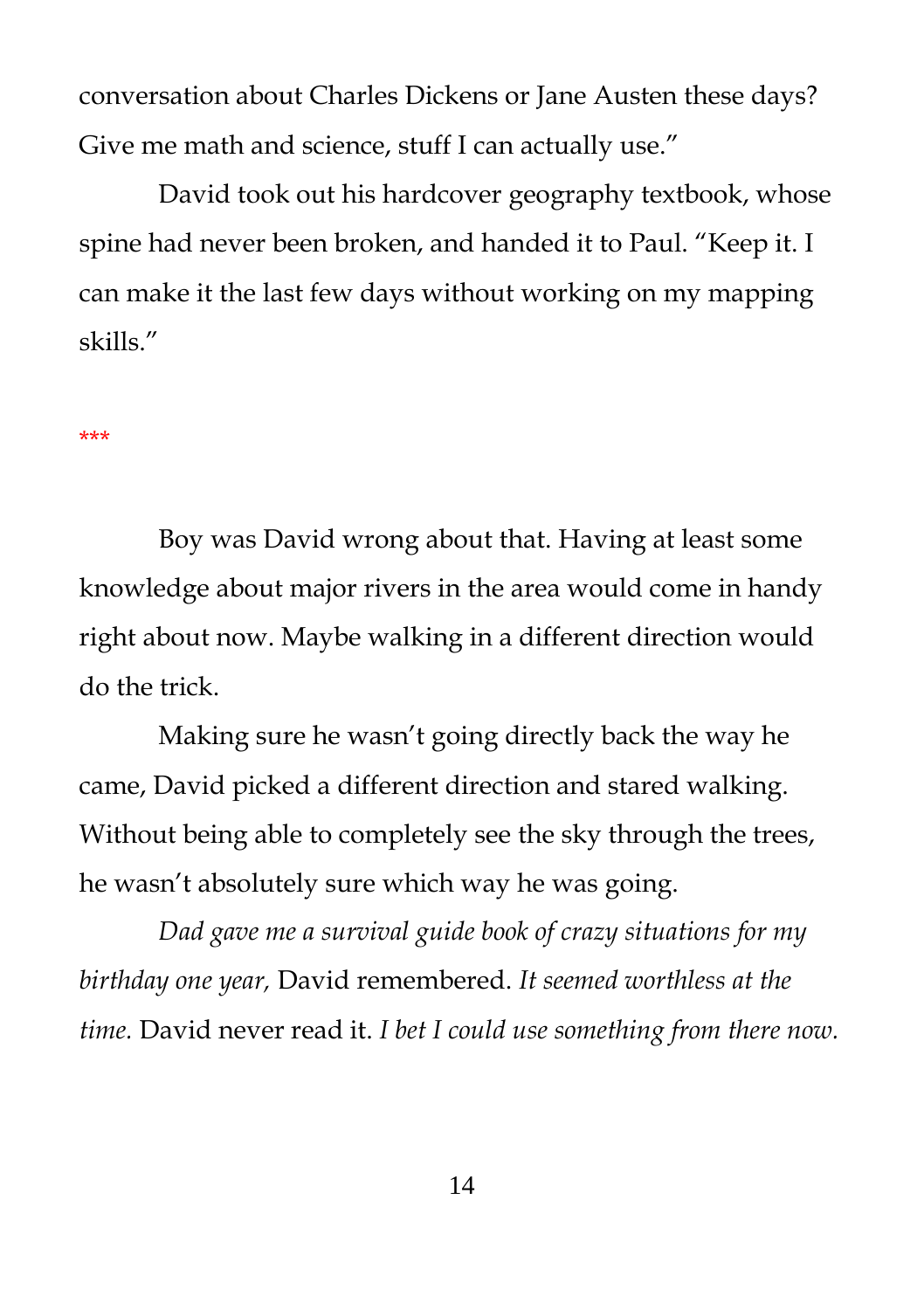conversation about Charles Dickens or Jane Austen these days? Give me math and science, stuff I can actually use."

David took out his hardcover geography textbook, whose spine had never been broken, and handed it to Paul. "Keep it. I can make it the last few days without working on my mapping skills."

***

Boy was David wrong about that. Having at least some knowledge about major rivers in the area would come in handy right about now. Maybe walking in a different direction would do the trick.

Making sure he wasn't going directly back the way he came, David picked a different direction and stared walking. Without being able to completely see the sky through the trees, he wasn't absolutely sure which way he was going.

*Dad gave me a survival guide book of crazy situations for my birthday one year,* David remembered. *It seemed worthless at the time.* David never read it. *I bet I could use something from there now.*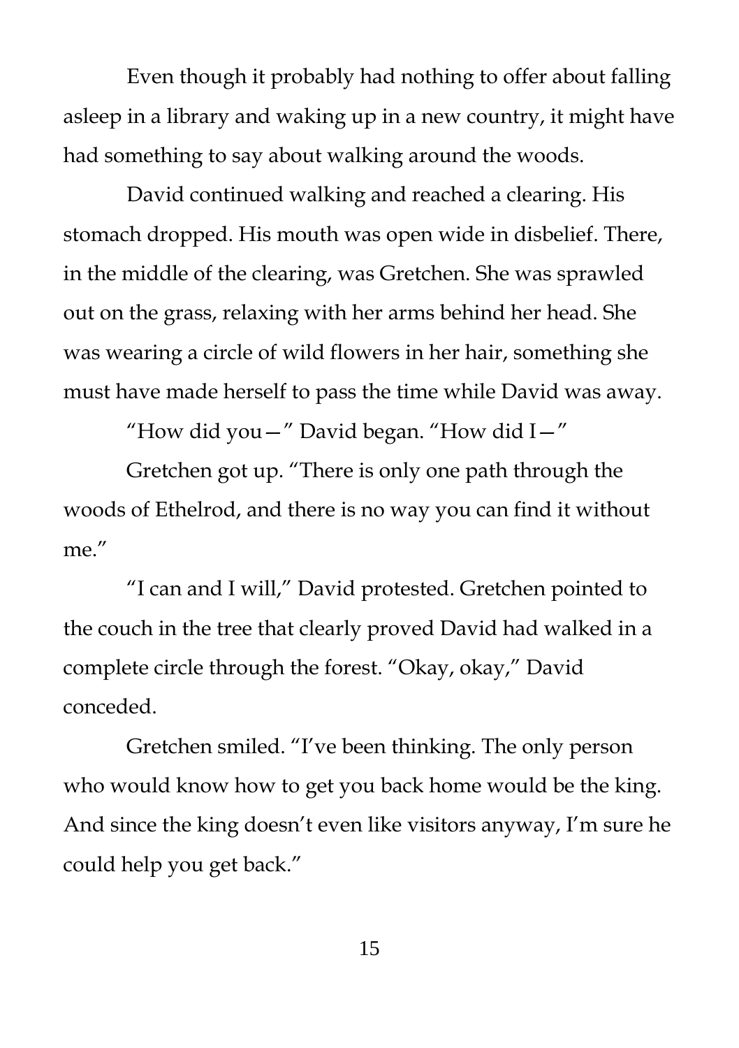Even though it probably had nothing to offer about falling asleep in a library and waking up in a new country, it might have had something to say about walking around the woods.

David continued walking and reached a clearing. His stomach dropped. His mouth was open wide in disbelief. There, in the middle of the clearing, was Gretchen. She was sprawled out on the grass, relaxing with her arms behind her head. She was wearing a circle of wild flowers in her hair, something she must have made herself to pass the time while David was away.

"How did you—" David began. "How did I—"

Gretchen got up. "There is only one path through the woods of Ethelrod, and there is no way you can find it without me."

"I can and I will," David protested. Gretchen pointed to the couch in the tree that clearly proved David had walked in a complete circle through the forest. "Okay, okay," David conceded.

Gretchen smiled. "I've been thinking. The only person who would know how to get you back home would be the king. And since the king doesn't even like visitors anyway, I'm sure he could help you get back."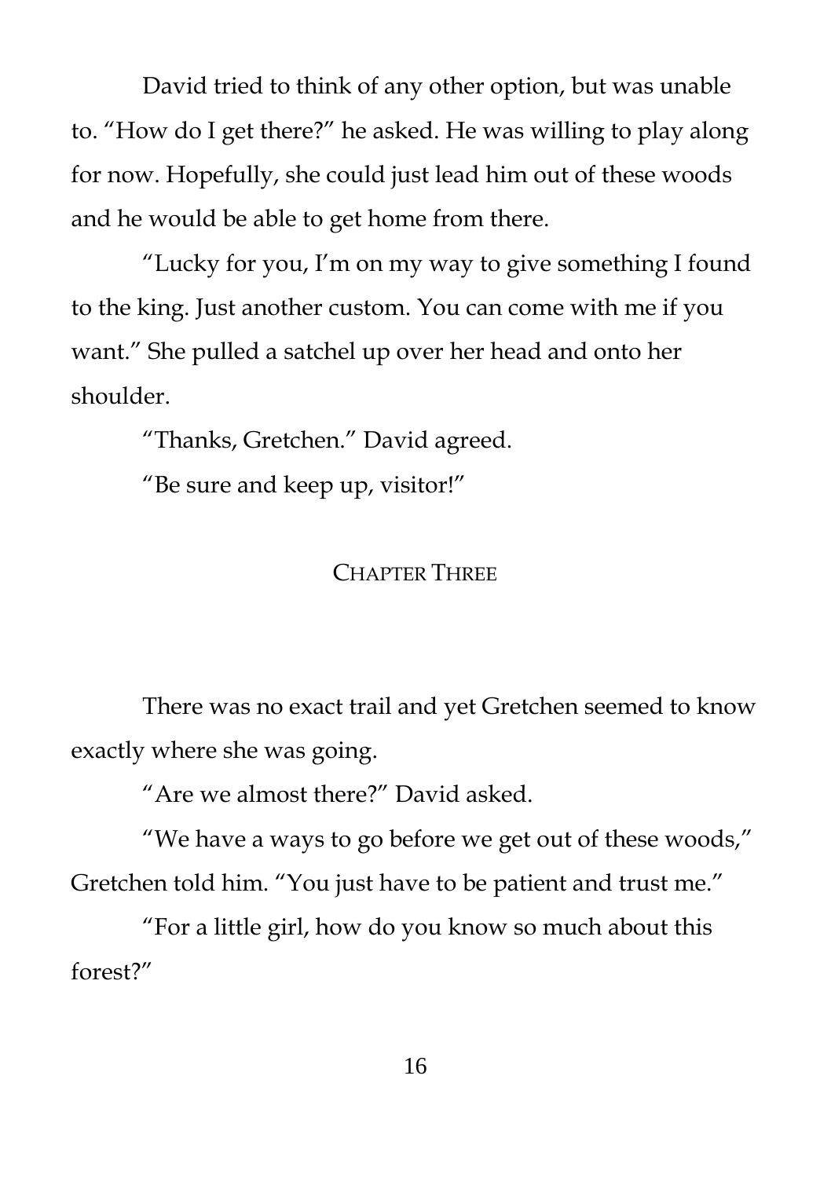David tried to think of any other option, but was unable to. "How do I get there?" he asked. He was willing to play along for now. Hopefully, she could just lead him out of these woods and he would be able to get home from there.

"Lucky for you, I'm on my way to give something I found to the king. Just another custom. You can come with me if you want." She pulled a satchel up over her head and onto her shoulder.

"Thanks, Gretchen." David agreed.

"Be sure and keep up, visitor!"

## Chapter Three

There was no exact trail and yet Gretchen seemed to know exactly where she was going.

"Are we almost there?" David asked.

"We have a ways to go before we get out of these woods," Gretchen told him. "You just have to be patient and trust me."

"For a little girl, how do you know so much about this forest?"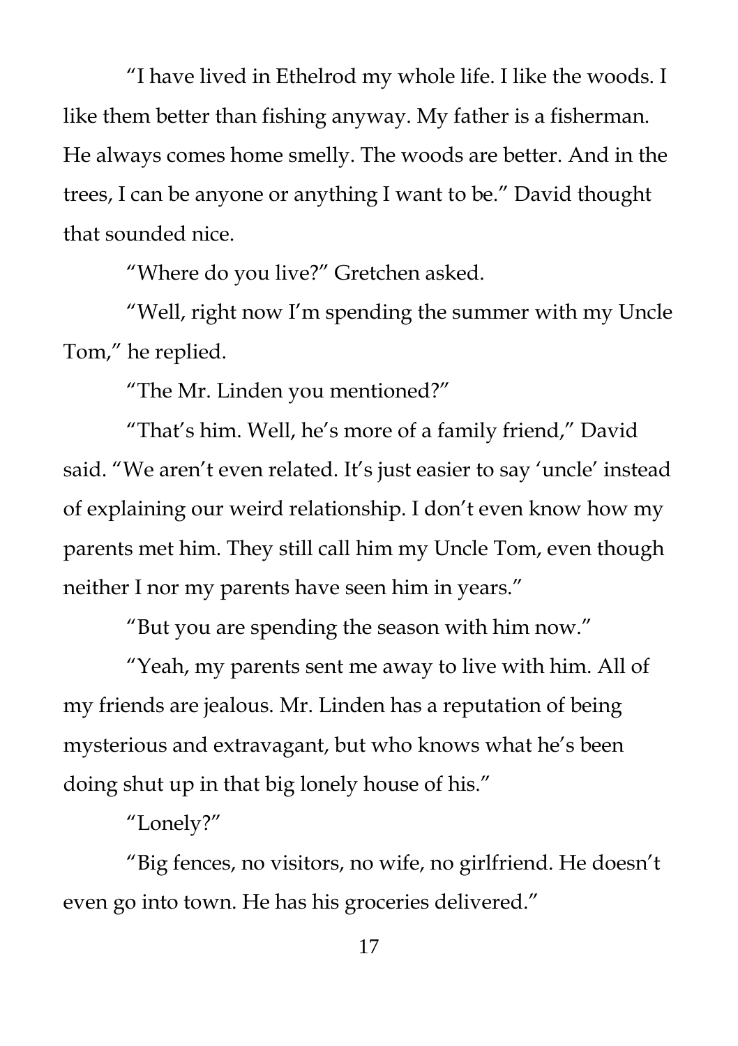"I have lived in Ethelrod my whole life. I like the woods. I like them better than fishing anyway. My father is a fisherman. He always comes home smelly. The woods are better. And in the trees, I can be anyone or anything I want to be." David thought that sounded nice.

"Where do you live?" Gretchen asked.

"Well, right now I'm spending the summer with my Uncle Tom," he replied.

"The Mr. Linden you mentioned?"

"That's him. Well, he's more of a family friend," David said. "We aren't even related. It's just easier to say 'uncle' instead of explaining our weird relationship. I don't even know how my parents met him. They still call him my Uncle Tom, even though neither I nor my parents have seen him in years."

"But you are spending the season with him now."

"Yeah, my parents sent me away to live with him. All of my friends are jealous. Mr. Linden has a reputation of being mysterious and extravagant, but who knows what he's been doing shut up in that big lonely house of his."

"Lonely?"

"Big fences, no visitors, no wife, no girlfriend. He doesn't even go into town. He has his groceries delivered."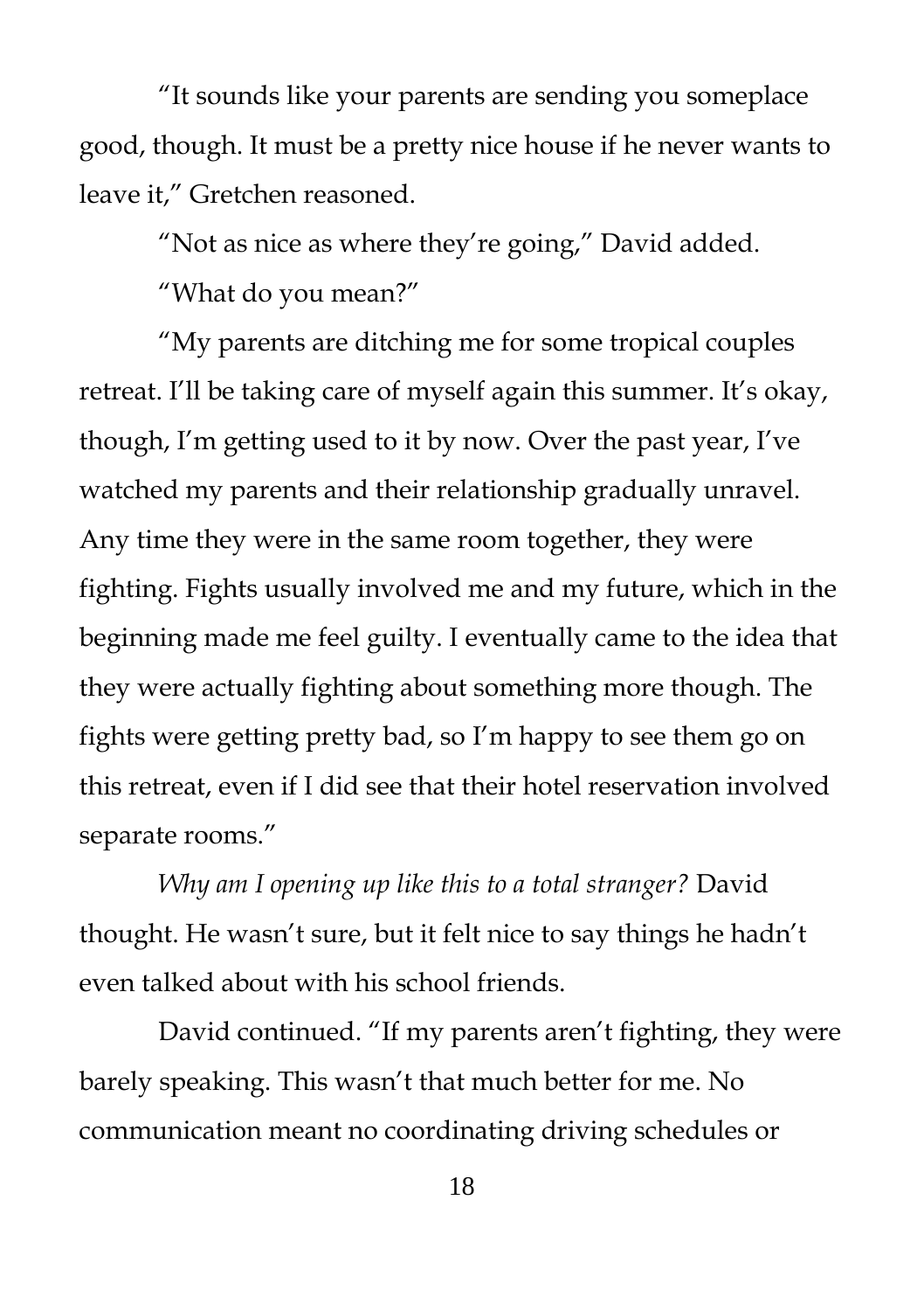"It sounds like your parents are sending you someplace good, though. It must be a pretty nice house if he never wants to leave it," Gretchen reasoned.

"Not as nice as where they're going," David added.

"What do you mean?"

"My parents are ditching me for some tropical couples retreat. I'll be taking care of myself again this summer. It's okay, though, I'm getting used to it by now. Over the past year, I've watched my parents and their relationship gradually unravel. Any time they were in the same room together, they were fighting. Fights usually involved me and my future, which in the beginning made me feel guilty. I eventually came to the idea that they were actually fighting about something more though. The fights were getting pretty bad, so I'm happy to see them go on this retreat, even if I did see that their hotel reservation involved separate rooms."

*Why am I opening up like this to a total stranger?* David thought. He wasn't sure, but it felt nice to say things he hadn't even talked about with his school friends.

David continued. "If my parents aren't fighting, they were barely speaking. This wasn't that much better for me. No communication meant no coordinating driving schedules or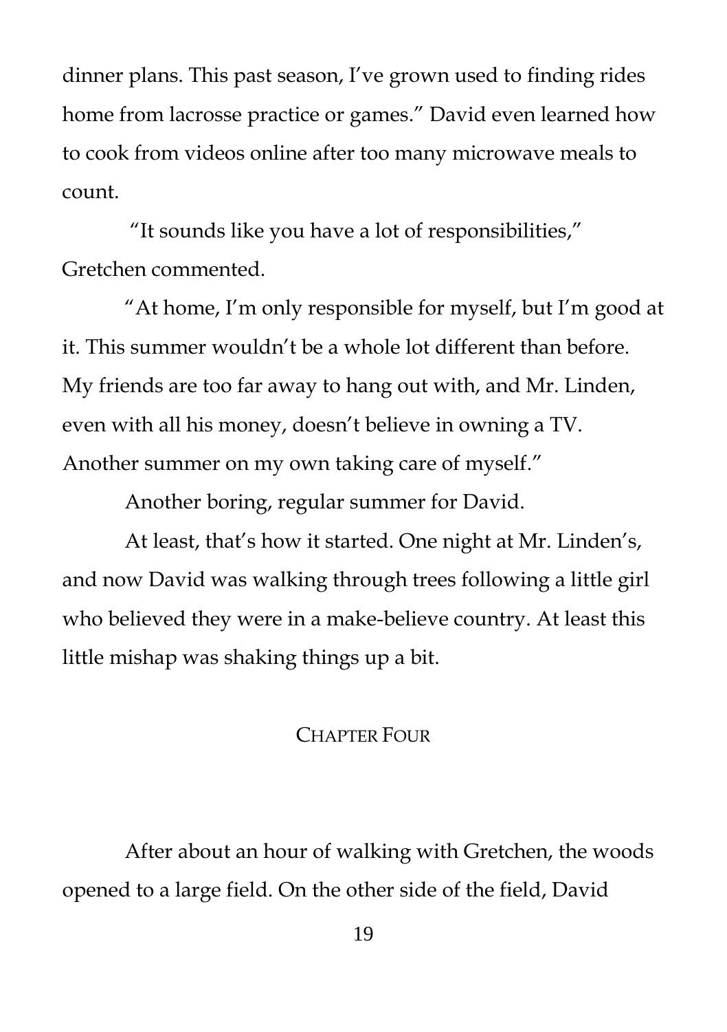dinner plans. This past season, I've grown used to finding rides home from lacrosse practice or games." David even learned how to cook from videos online after too many microwave meals to count.

"It sounds like you have a lot of responsibilities," Gretchen commented.

"At home, I'm only responsible for myself, but I'm good at it. This summer wouldn't be a whole lot different than before. My friends are too far away to hang out with, and Mr. Linden, even with all his money, doesn't believe in owning a TV. Another summer on my own taking care of myself."

Another boring, regular summer for David.

At least, that's how it started. One night at Mr. Linden's, and now David was walking through trees following a little girl who believed they were in a make-believe country. At least this little mishap was shaking things up a bit.

## Chapter Four

After about an hour of walking with Gretchen, the woods opened to a large field. On the other side of the field, David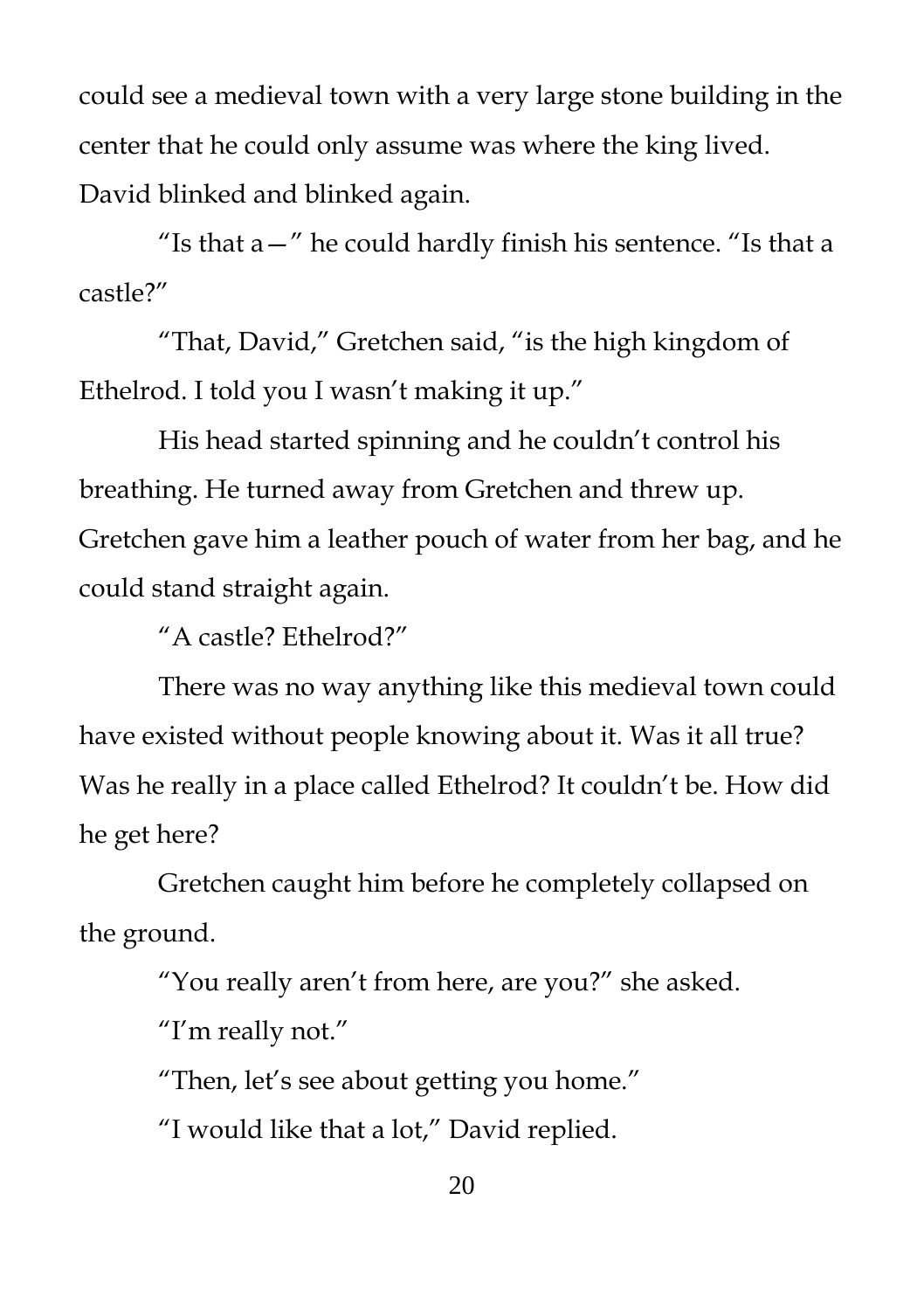could see a medieval town with a very large stone building in the center that he could only assume was where the king lived. David blinked and blinked again.

"Is that a—" he could hardly finish his sentence. "Is that a castle?"

"That, David," Gretchen said, "is the high kingdom of Ethelrod. I told you I wasn't making it up."

His head started spinning and he couldn't control his breathing. He turned away from Gretchen and threw up. Gretchen gave him a leather pouch of water from her bag, and he could stand straight again.

"A castle? Ethelrod?"

There was no way anything like this medieval town could have existed without people knowing about it. Was it all true? Was he really in a place called Ethelrod? It couldn't be. How did he get here?

Gretchen caught him before he completely collapsed on the ground.

"You really aren't from here, are you?" she asked.

"I'm really not."

"Then, let's see about getting you home."

"I would like that a lot," David replied.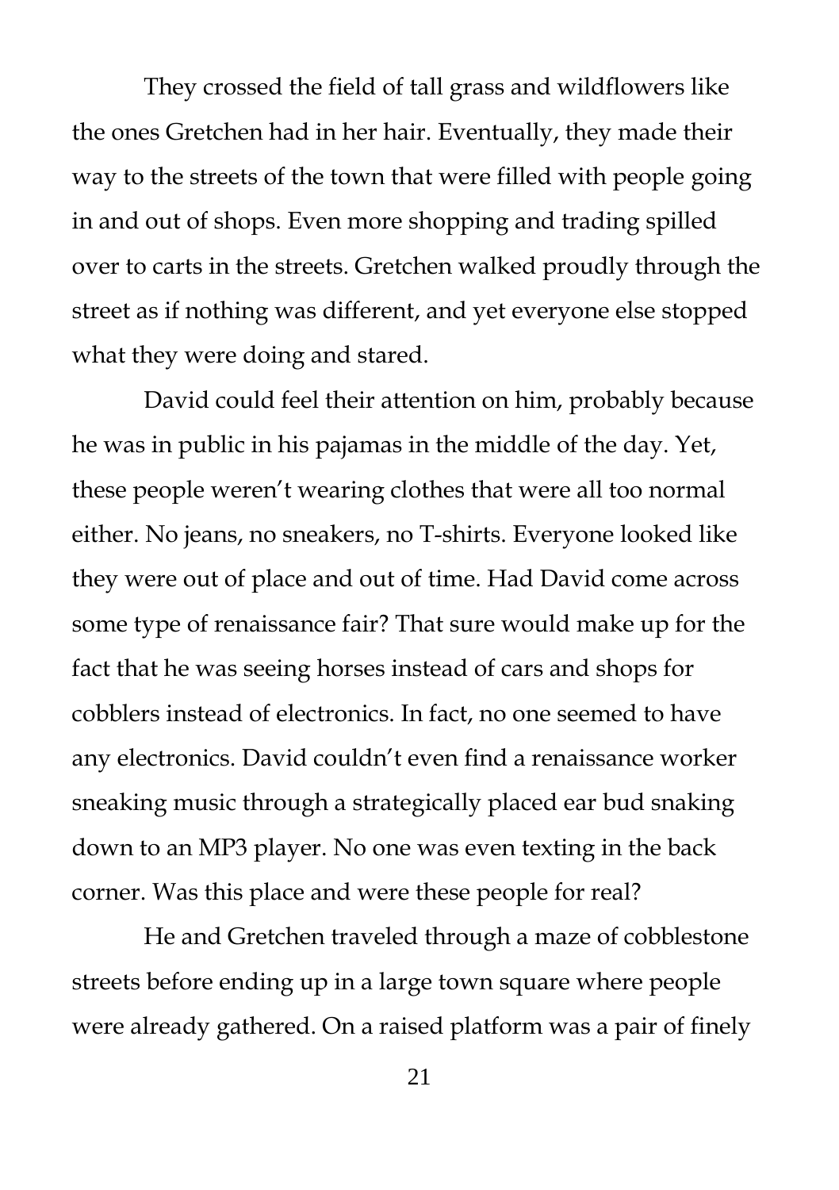They crossed the field of tall grass and wildflowers like the ones Gretchen had in her hair. Eventually, they made their way to the streets of the town that were filled with people going in and out of shops. Even more shopping and trading spilled over to carts in the streets. Gretchen walked proudly through the street as if nothing was different, and yet everyone else stopped what they were doing and stared.

David could feel their attention on him, probably because he was in public in his pajamas in the middle of the day. Yet, these people weren't wearing clothes that were all too normal either. No jeans, no sneakers, no T-shirts. Everyone looked like they were out of place and out of time. Had David come across some type of renaissance fair? That sure would make up for the fact that he was seeing horses instead of cars and shops for cobblers instead of electronics. In fact, no one seemed to have any electronics. David couldn't even find a renaissance worker sneaking music through a strategically placed ear bud snaking down to an MP3 player. No one was even texting in the back corner. Was this place and were these people for real?

He and Gretchen traveled through a maze of cobblestone streets before ending up in a large town square where people were already gathered. On a raised platform was a pair of finely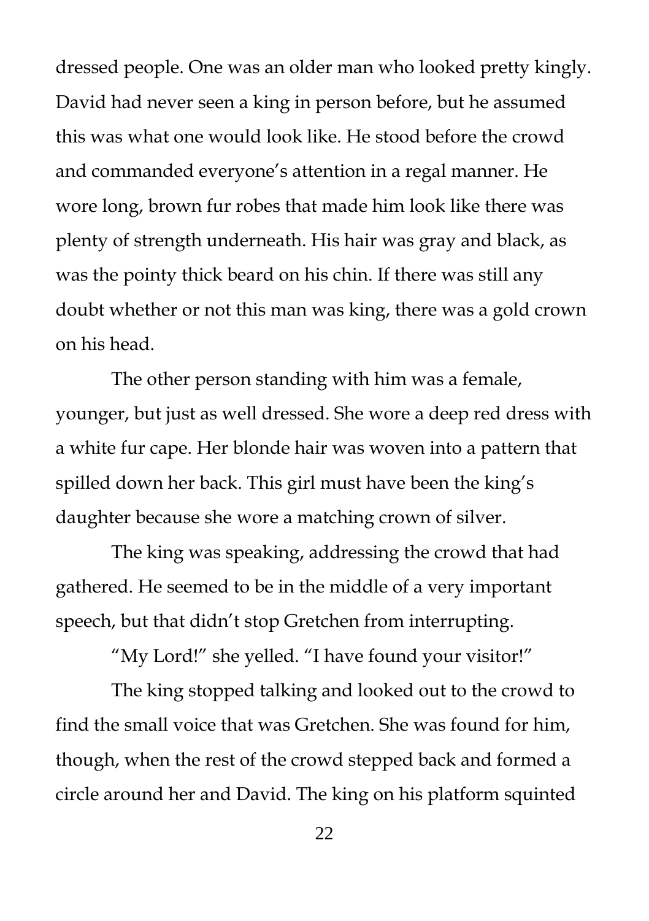dressed people. One was an older man who looked pretty kingly. David had never seen a king in person before, but he assumed this was what one would look like. He stood before the crowd and commanded everyone's attention in a regal manner. He wore long, brown fur robes that made him look like there was plenty of strength underneath. His hair was gray and black, as was the pointy thick beard on his chin. If there was still any doubt whether or not this man was king, there was a gold crown on his head.

The other person standing with him was a female, younger, but just as well dressed. She wore a deep red dress with a white fur cape. Her blonde hair was woven into a pattern that spilled down her back. This girl must have been the king's daughter because she wore a matching crown of silver.

The king was speaking, addressing the crowd that had gathered. He seemed to be in the middle of a very important speech, but that didn't stop Gretchen from interrupting.

"My Lord!" she yelled. "I have found your visitor!"

The king stopped talking and looked out to the crowd to find the small voice that was Gretchen. She was found for him, though, when the rest of the crowd stepped back and formed a circle around her and David. The king on his platform squinted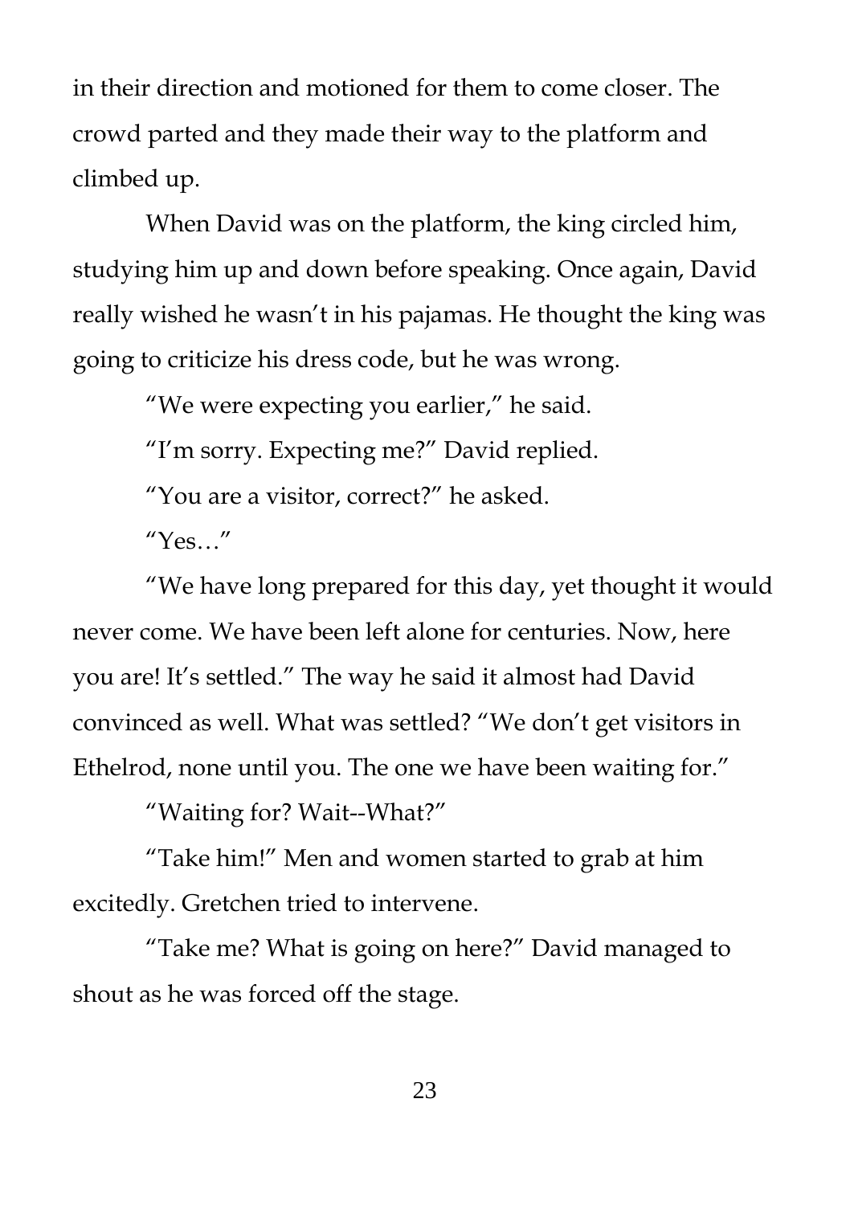in their direction and motioned for them to come closer. The crowd parted and they made their way to the platform and climbed up.

When David was on the platform, the king circled him, studying him up and down before speaking. Once again, David really wished he wasn't in his pajamas. He thought the king was going to criticize his dress code, but he was wrong.

"We were expecting you earlier," he said.

"I'm sorry. Expecting me?" David replied.

"You are a visitor, correct?" he asked.

"Yes…"

"We have long prepared for this day, yet thought it would never come. We have been left alone for centuries. Now, here you are! It's settled." The way he said it almost had David convinced as well. What was settled? "We don't get visitors in Ethelrod, none until you. The one we have been waiting for."

"Waiting for? Wait--What?"

"Take him!" Men and women started to grab at him excitedly. Gretchen tried to intervene.

"Take me? What is going on here?" David managed to shout as he was forced off the stage.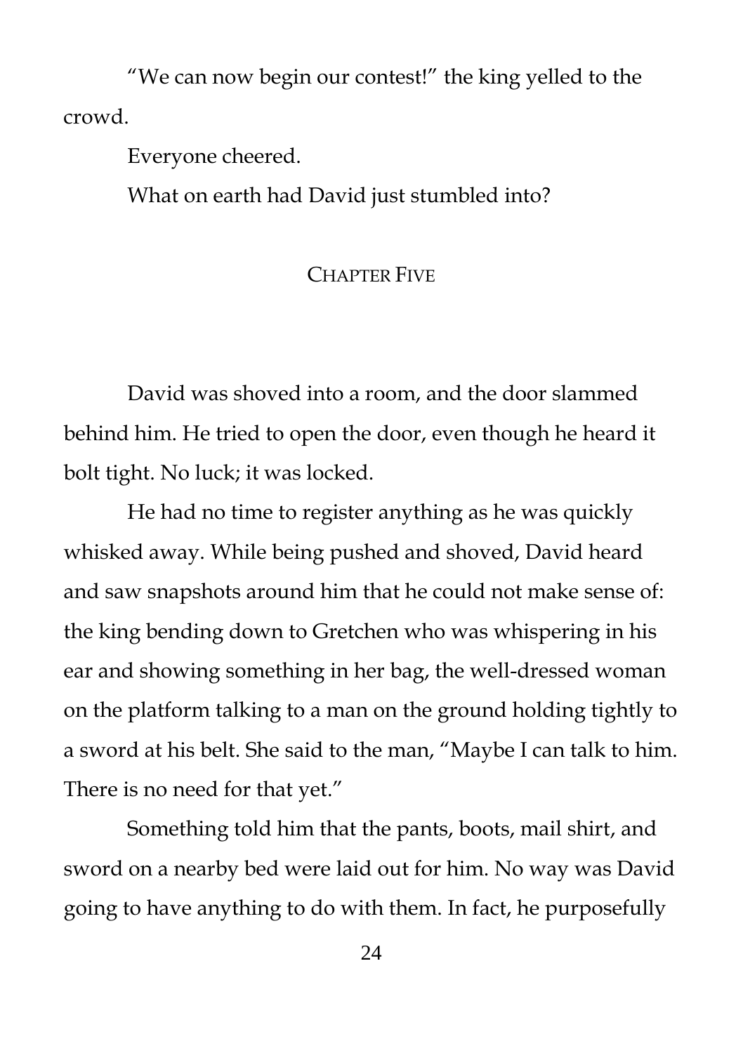"We can now begin our contest!" the king yelled to the crowd.

Everyone cheered.

What on earth had David just stumbled into?

## Chapter Five

David was shoved into a room, and the door slammed behind him. He tried to open the door, even though he heard it bolt tight. No luck; it was locked.

He had no time to register anything as he was quickly whisked away. While being pushed and shoved, David heard and saw snapshots around him that he could not make sense of: the king bending down to Gretchen who was whispering in his ear and showing something in her bag, the well-dressed woman on the platform talking to a man on the ground holding tightly to a sword at his belt. She said to the man, "Maybe I can talk to him. There is no need for that yet."

Something told him that the pants, boots, mail shirt, and sword on a nearby bed were laid out for him. No way was David going to have anything to do with them. In fact, he purposefully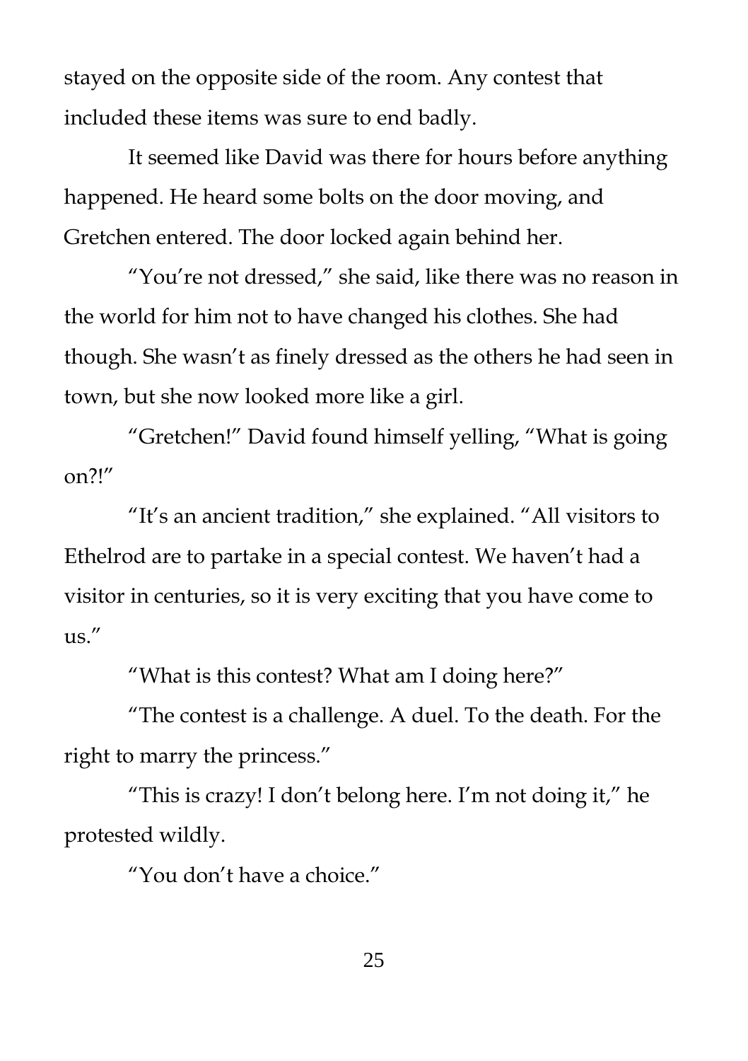stayed on the opposite side of the room. Any contest that included these items was sure to end badly.

It seemed like David was there for hours before anything happened. He heard some bolts on the door moving, and Gretchen entered. The door locked again behind her.

"You're not dressed," she said, like there was no reason in the world for him not to have changed his clothes. She had though. She wasn't as finely dressed as the others he had seen in town, but she now looked more like a girl.

"Gretchen!" David found himself yelling, "What is going on?!"

"It's an ancient tradition," she explained. "All visitors to Ethelrod are to partake in a special contest. We haven't had a visitor in centuries, so it is very exciting that you have come to us."

"What is this contest? What am I doing here?"

"The contest is a challenge. A duel. To the death. For the right to marry the princess."

"This is crazy! I don't belong here. I'm not doing it," he protested wildly.

"You don't have a choice."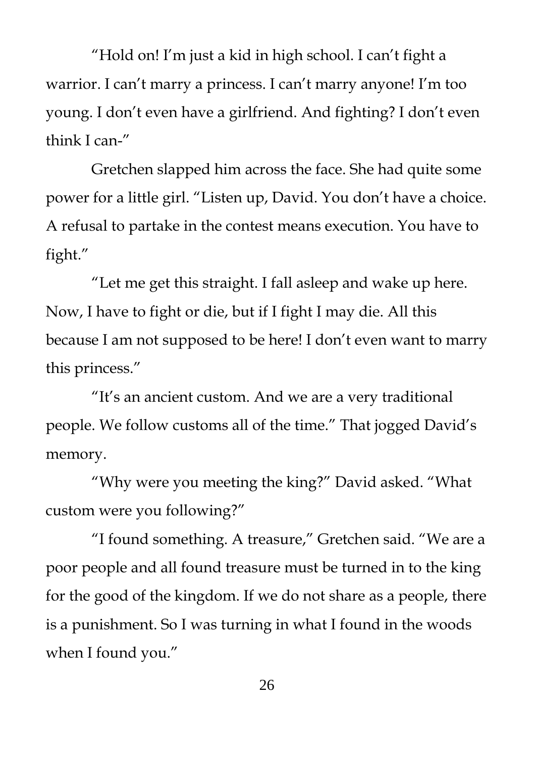"Hold on! I'm just a kid in high school. I can't fight a warrior. I can't marry a princess. I can't marry anyone! I'm too young. I don't even have a girlfriend. And fighting? I don't even think I can-"

Gretchen slapped him across the face. She had quite some power for a little girl. "Listen up, David. You don't have a choice. A refusal to partake in the contest means execution. You have to fight."

"Let me get this straight. I fall asleep and wake up here. Now, I have to fight or die, but if I fight I may die. All this because I am not supposed to be here! I don't even want to marry this princess."

"It's an ancient custom. And we are a very traditional people. We follow customs all of the time." That jogged David's memory.

"Why were you meeting the king?" David asked. "What custom were you following?"

"I found something. A treasure," Gretchen said. "We are a poor people and all found treasure must be turned in to the king for the good of the kingdom. If we do not share as a people, there is a punishment. So I was turning in what I found in the woods when I found you."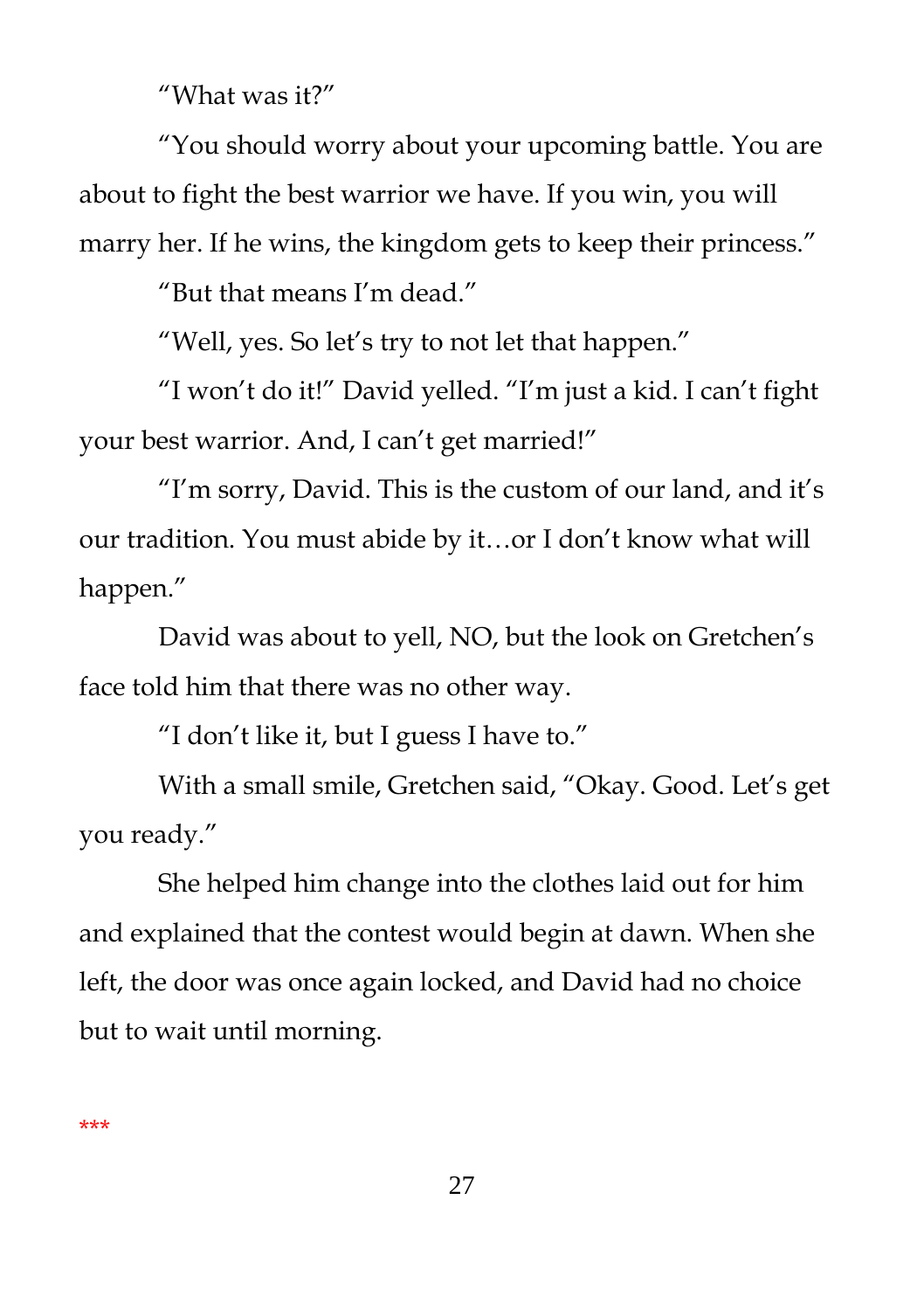"What was it?"

"You should worry about your upcoming battle. You are about to fight the best warrior we have. If you win, you will marry her. If he wins, the kingdom gets to keep their princess."

"But that means I'm dead."

"Well, yes. So let's try to not let that happen."

"I won't do it!" David yelled. "I'm just a kid. I can't fight your best warrior. And, I can't get married!"

"I'm sorry, David. This is the custom of our land, and it's our tradition. You must abide by it…or I don't know what will happen."

David was about to yell, NO, but the look on Gretchen's face told him that there was no other way.

"I don't like it, but I guess I have to."

With a small smile, Gretchen said, "Okay. Good. Let's get you ready."

She helped him change into the clothes laid out for him and explained that the contest would begin at dawn. When she left, the door was once again locked, and David had no choice but to wait until morning.

***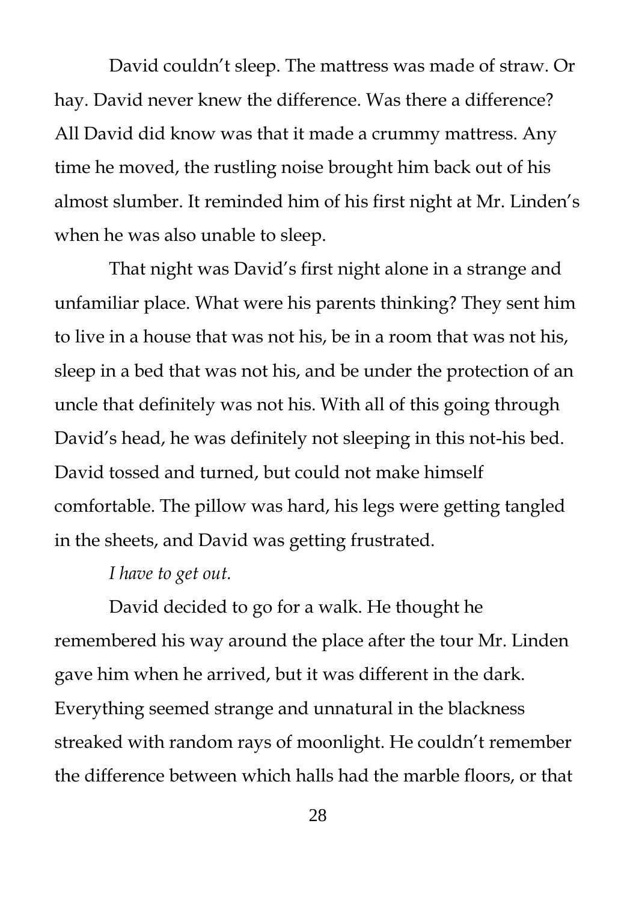David couldn't sleep. The mattress was made of straw. Or hay. David never knew the difference. Was there a difference? All David did know was that it made a crummy mattress. Any time he moved, the rustling noise brought him back out of his almost slumber. It reminded him of his first night at Mr. Linden's when he was also unable to sleep.

That night was David's first night alone in a strange and unfamiliar place. What were his parents thinking? They sent him to live in a house that was not his, be in a room that was not his, sleep in a bed that was not his, and be under the protection of an uncle that definitely was not his. With all of this going through David's head, he was definitely not sleeping in this not-his bed. David tossed and turned, but could not make himself comfortable. The pillow was hard, his legs were getting tangled in the sheets, and David was getting frustrated.

*I have to get out.*

David decided to go for a walk. He thought he remembered his way around the place after the tour Mr. Linden gave him when he arrived, but it was different in the dark. Everything seemed strange and unnatural in the blackness streaked with random rays of moonlight. He couldn't remember the difference between which halls had the marble floors, or that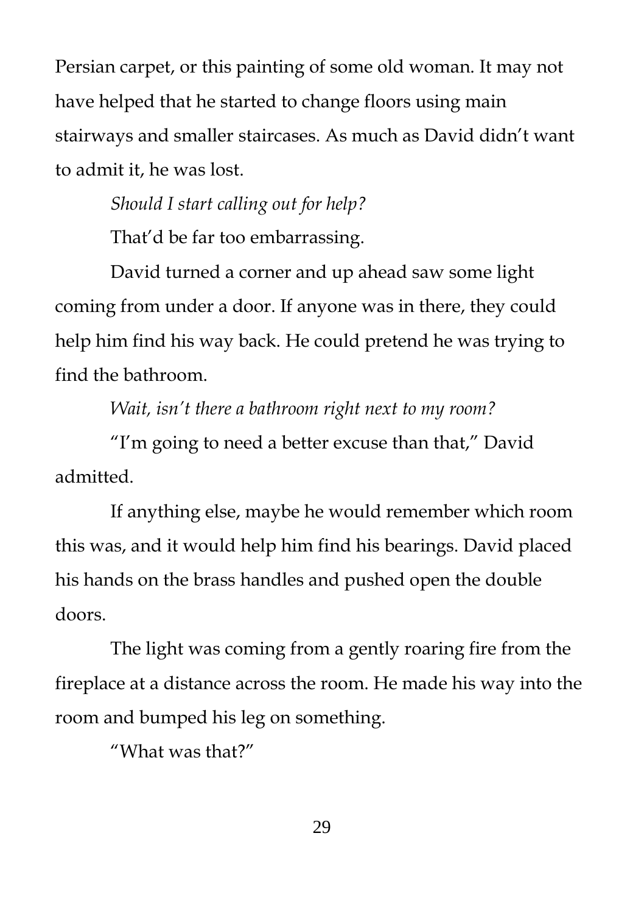Persian carpet, or this painting of some old woman. It may not have helped that he started to change floors using main stairways and smaller staircases. As much as David didn't want to admit it, he was lost.

*Should I start calling out for help?*

That'd be far too embarrassing.

David turned a corner and up ahead saw some light coming from under a door. If anyone was in there, they could help him find his way back. He could pretend he was trying to find the bathroom.

*Wait, isn't there a bathroom right next to my room?*

"I'm going to need a better excuse than that," David admitted.

If anything else, maybe he would remember which room this was, and it would help him find his bearings. David placed his hands on the brass handles and pushed open the double doors.

The light was coming from a gently roaring fire from the fireplace at a distance across the room. He made his way into the room and bumped his leg on something.

"What was that?"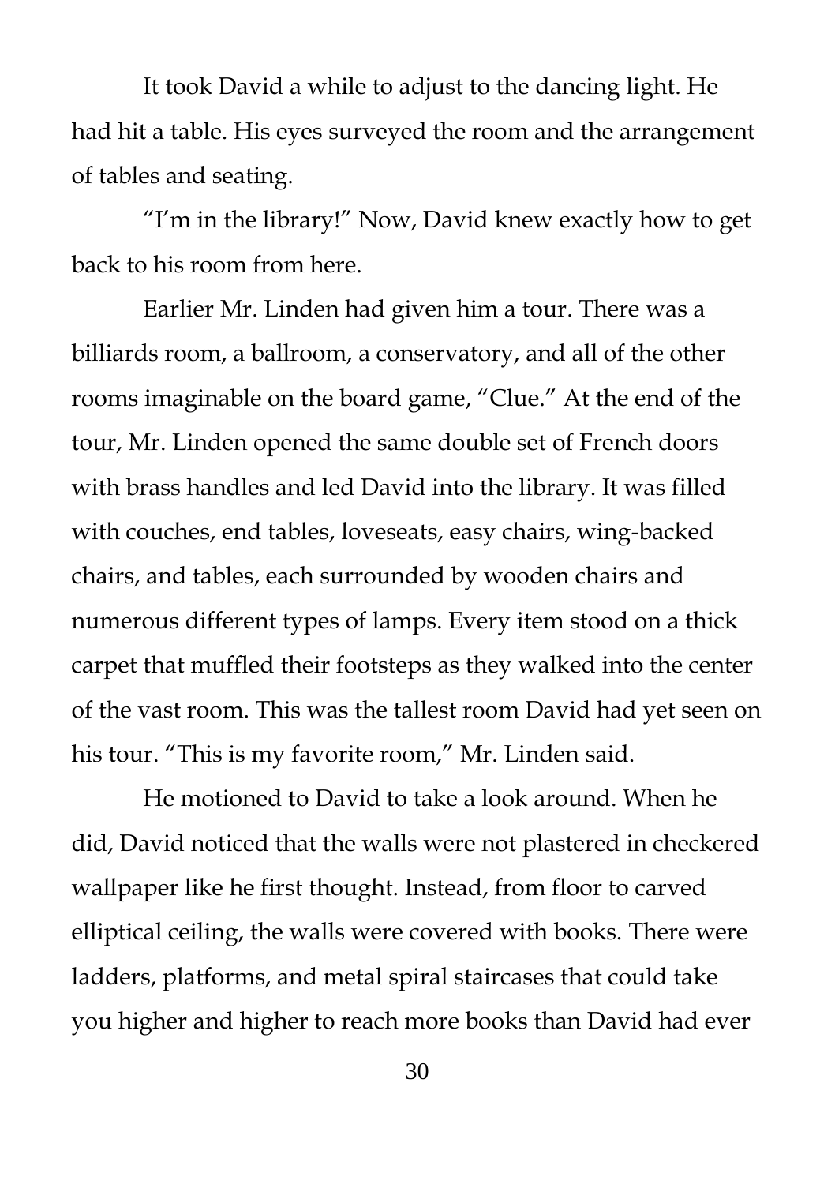It took David a while to adjust to the dancing light. He had hit a table. His eyes surveyed the room and the arrangement of tables and seating.

"I'm in the library!" Now, David knew exactly how to get back to his room from here.

Earlier Mr. Linden had given him a tour. There was a billiards room, a ballroom, a conservatory, and all of the other rooms imaginable on the board game, "Clue." At the end of the tour, Mr. Linden opened the same double set of French doors with brass handles and led David into the library. It was filled with couches, end tables, loveseats, easy chairs, wing-backed chairs, and tables, each surrounded by wooden chairs and numerous different types of lamps. Every item stood on a thick carpet that muffled their footsteps as they walked into the center of the vast room. This was the tallest room David had yet seen on his tour. "This is my favorite room," Mr. Linden said.

He motioned to David to take a look around. When he did, David noticed that the walls were not plastered in checkered wallpaper like he first thought. Instead, from floor to carved elliptical ceiling, the walls were covered with books. There were ladders, platforms, and metal spiral staircases that could take you higher and higher to reach more books than David had ever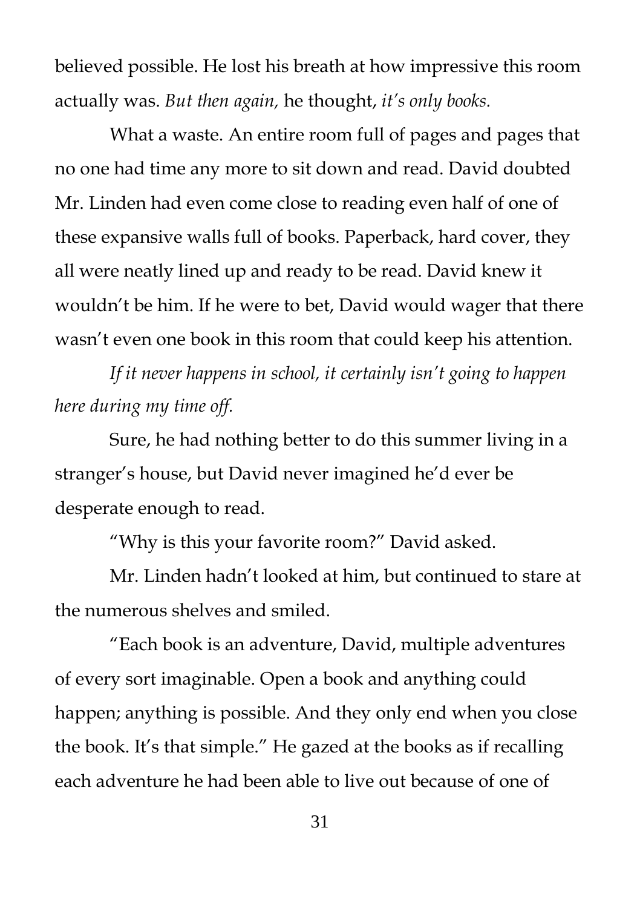believed possible. He lost his breath at how impressive this room actually was. *But then again,* he thought, *it's only books.*

What a waste. An entire room full of pages and pages that no one had time any more to sit down and read. David doubted Mr. Linden had even come close to reading even half of one of these expansive walls full of books. Paperback, hard cover, they all were neatly lined up and ready to be read. David knew it wouldn't be him. If he were to bet, David would wager that there wasn't even one book in this room that could keep his attention.

*If it never happens in school, it certainly isn't going to happen here during my time off.*

Sure, he had nothing better to do this summer living in a stranger's house, but David never imagined he'd ever be desperate enough to read.

"Why is this your favorite room?" David asked.

Mr. Linden hadn't looked at him, but continued to stare at the numerous shelves and smiled.

"Each book is an adventure, David, multiple adventures of every sort imaginable. Open a book and anything could happen; anything is possible. And they only end when you close the book. It's that simple." He gazed at the books as if recalling each adventure he had been able to live out because of one of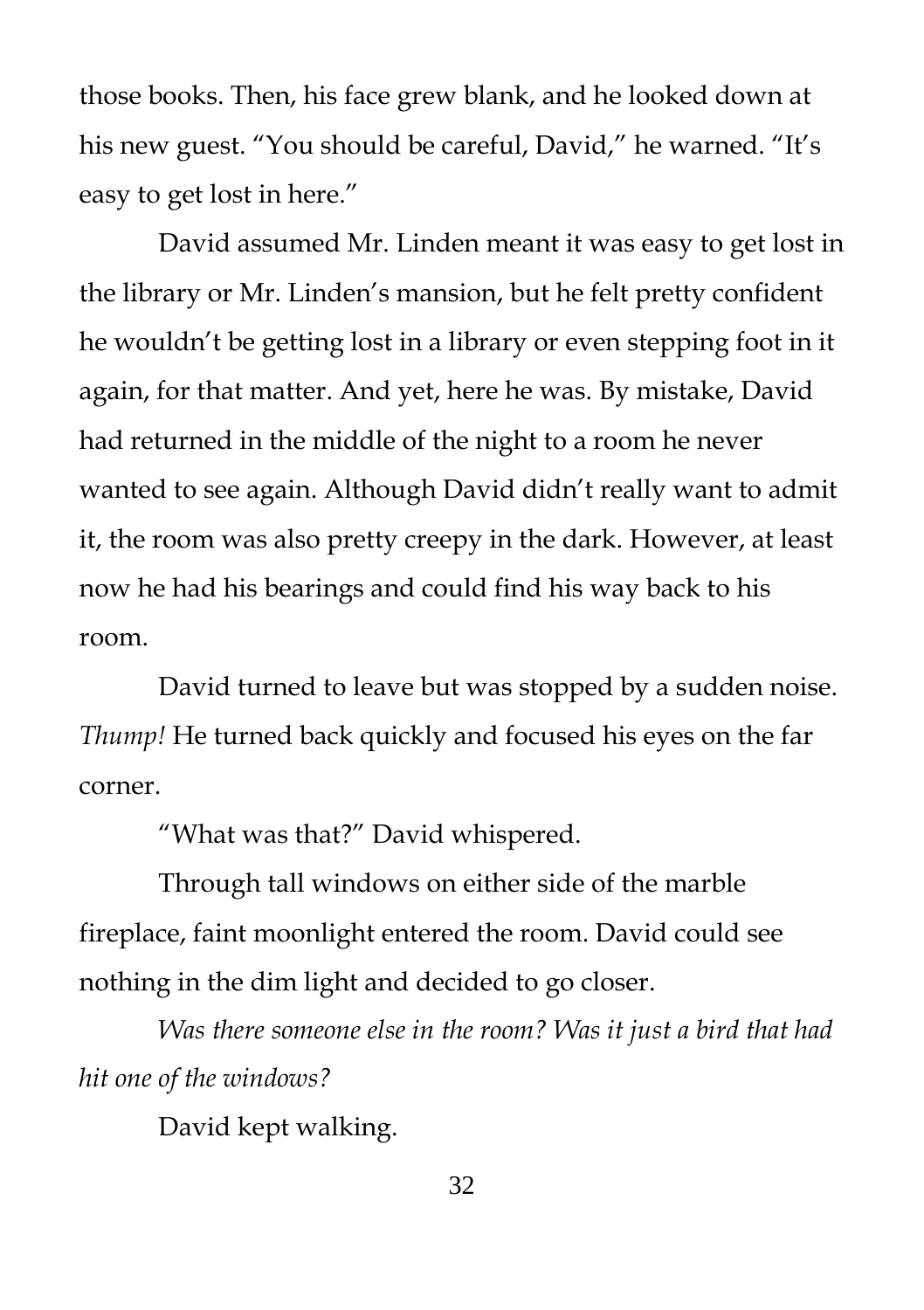those books. Then, his face grew blank, and he looked down at his new guest. "You should be careful, David," he warned. "It's easy to get lost in here."

David assumed Mr. Linden meant it was easy to get lost in the library or Mr. Linden's mansion, but he felt pretty confident he wouldn't be getting lost in a library or even stepping foot in it again, for that matter. And yet, here he was. By mistake, David had returned in the middle of the night to a room he never wanted to see again. Although David didn't really want to admit it, the room was also pretty creepy in the dark. However, at least now he had his bearings and could find his way back to his room.

David turned to leave but was stopped by a sudden noise. *Thump!* He turned back quickly and focused his eyes on the far corner.

"What was that?" David whispered.

Through tall windows on either side of the marble fireplace, faint moonlight entered the room. David could see nothing in the dim light and decided to go closer.

*Was there someone else in the room? Was it just a bird that had hit one of the windows?*

David kept walking.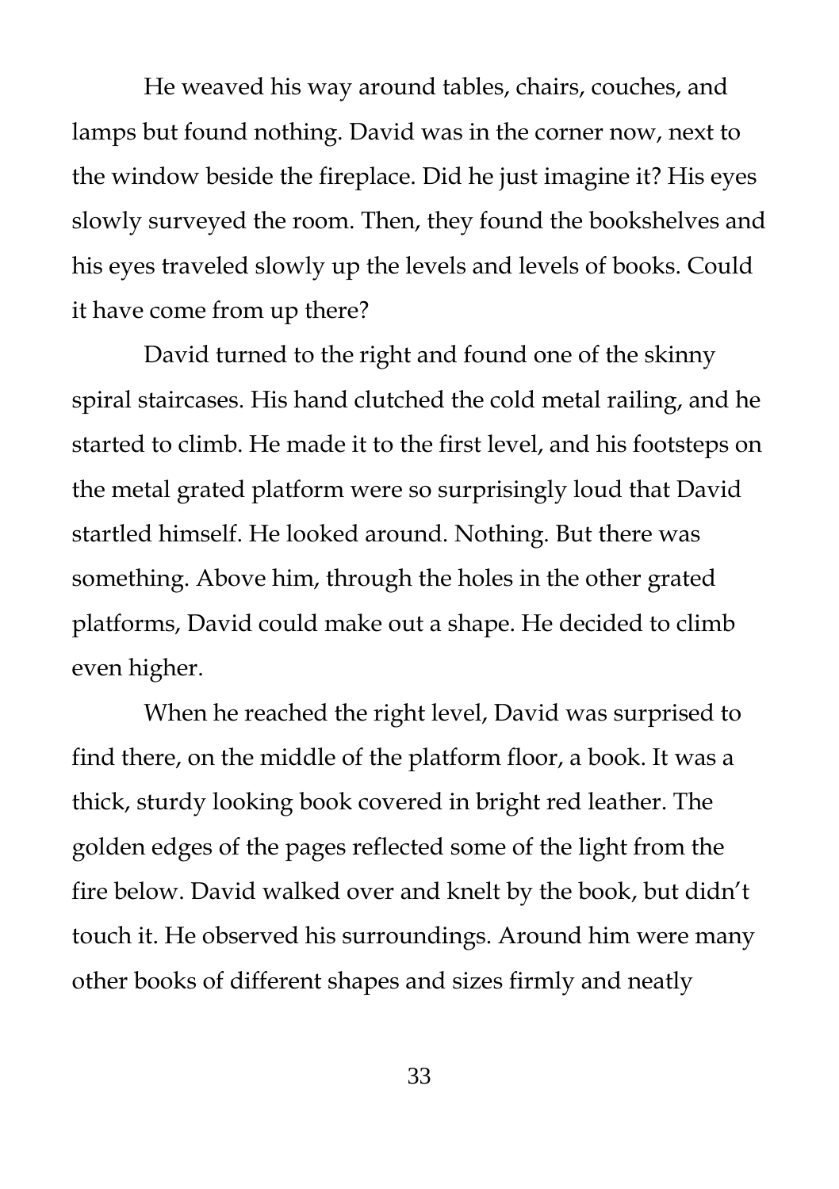He weaved his way around tables, chairs, couches, and lamps but found nothing. David was in the corner now, next to the window beside the fireplace. Did he just imagine it? His eyes slowly surveyed the room. Then, they found the bookshelves and his eyes traveled slowly up the levels and levels of books. Could it have come from up there?

David turned to the right and found one of the skinny spiral staircases. His hand clutched the cold metal railing, and he started to climb. He made it to the first level, and his footsteps on the metal grated platform were so surprisingly loud that David startled himself. He looked around. Nothing. But there was something. Above him, through the holes in the other grated platforms, David could make out a shape. He decided to climb even higher.

When he reached the right level, David was surprised to find there, on the middle of the platform floor, a book. It was a thick, sturdy looking book covered in bright red leather. The golden edges of the pages reflected some of the light from the fire below. David walked over and knelt by the book, but didn't touch it. He observed his surroundings. Around him were many other books of different shapes and sizes firmly and neatly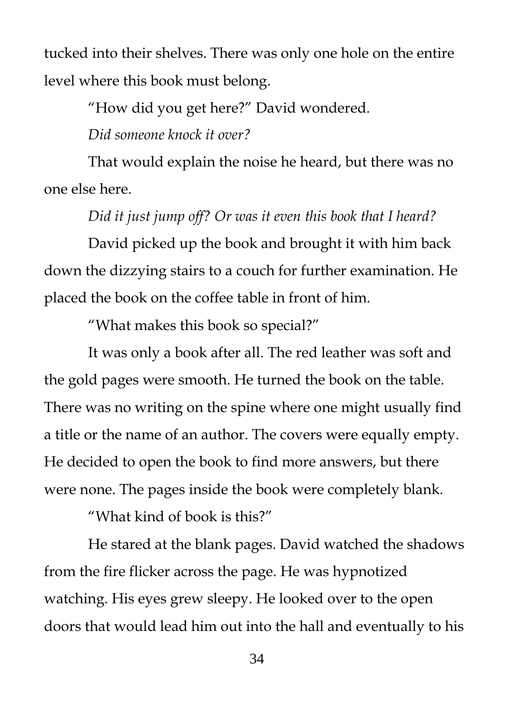tucked into their shelves. There was only one hole on the entire level where this book must belong.

"How did you get here?" David wondered.

*Did someone knock it over?*

That would explain the noise he heard, but there was no one else here.

*Did it just jump off? Or was it even this book that I heard?*

David picked up the book and brought it with him back down the dizzying stairs to a couch for further examination. He placed the book on the coffee table in front of him.

"What makes this book so special?"

It was only a book after all. The red leather was soft and the gold pages were smooth. He turned the book on the table. There was no writing on the spine where one might usually find a title or the name of an author. The covers were equally empty. He decided to open the book to find more answers, but there were none. The pages inside the book were completely blank.

"What kind of book is this?"

He stared at the blank pages. David watched the shadows from the fire flicker across the page. He was hypnotized watching. His eyes grew sleepy. He looked over to the open doors that would lead him out into the hall and eventually to his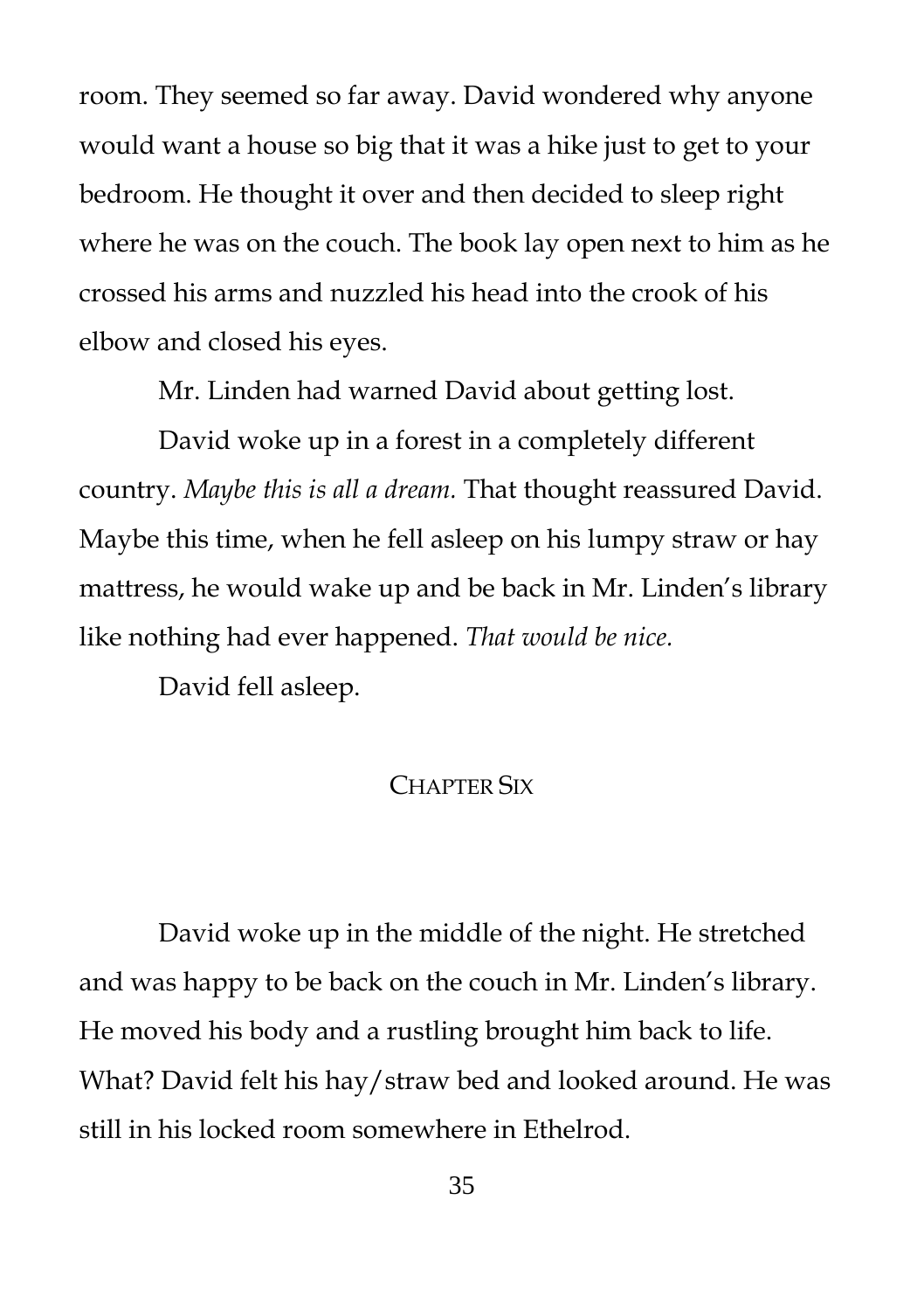room. They seemed so far away. David wondered why anyone would want a house so big that it was a hike just to get to your bedroom. He thought it over and then decided to sleep right where he was on the couch. The book lay open next to him as he crossed his arms and nuzzled his head into the crook of his elbow and closed his eyes.

Mr. Linden had warned David about getting lost.

David woke up in a forest in a completely different country. *Maybe this is all a dream.* That thought reassured David. Maybe this time, when he fell asleep on his lumpy straw or hay mattress, he would wake up and be back in Mr. Linden's library like nothing had ever happened. *That would be nice.*

David fell asleep.

## CHAPTER SIX

David woke up in the middle of the night. He stretched and was happy to be back on the couch in Mr. Linden's library. He moved his body and a rustling brought him back to life. What? David felt his hay/straw bed and looked around. He was still in his locked room somewhere in Ethelrod.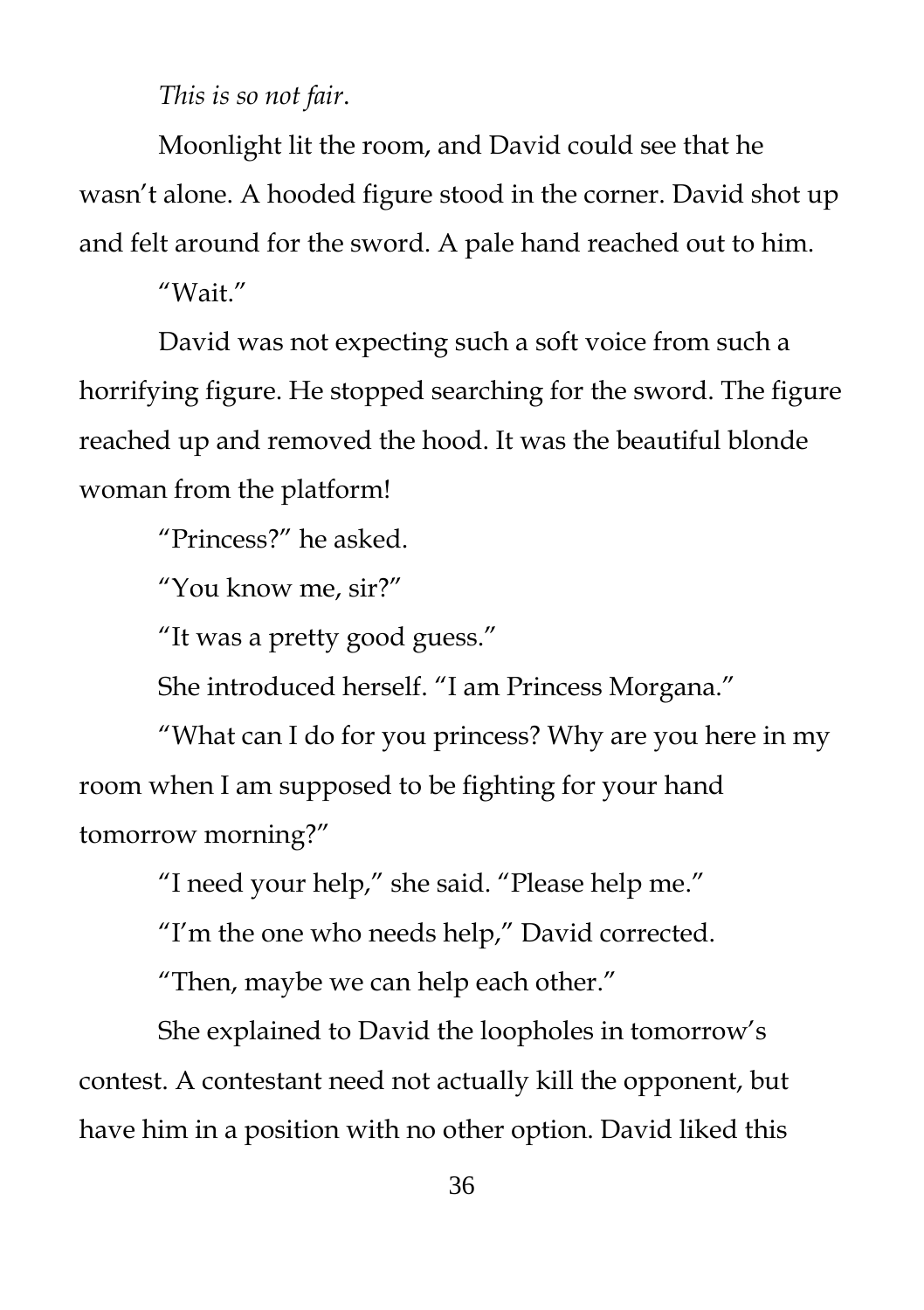*This is so not fair*.

Moonlight lit the room, and David could see that he wasn't alone. A hooded figure stood in the corner. David shot up and felt around for the sword. A pale hand reached out to him.

"Wait."

David was not expecting such a soft voice from such a horrifying figure. He stopped searching for the sword. The figure reached up and removed the hood. It was the beautiful blonde woman from the platform!

"Princess?" he asked.

"You know me, sir?"

"It was a pretty good guess."

She introduced herself. "I am Princess Morgana."

"What can I do for you princess? Why are you here in my room when I am supposed to be fighting for your hand tomorrow morning?"

"I need your help," she said. "Please help me."

"I'm the one who needs help," David corrected.

"Then, maybe we can help each other."

She explained to David the loopholes in tomorrow's contest. A contestant need not actually kill the opponent, but have him in a position with no other option. David liked this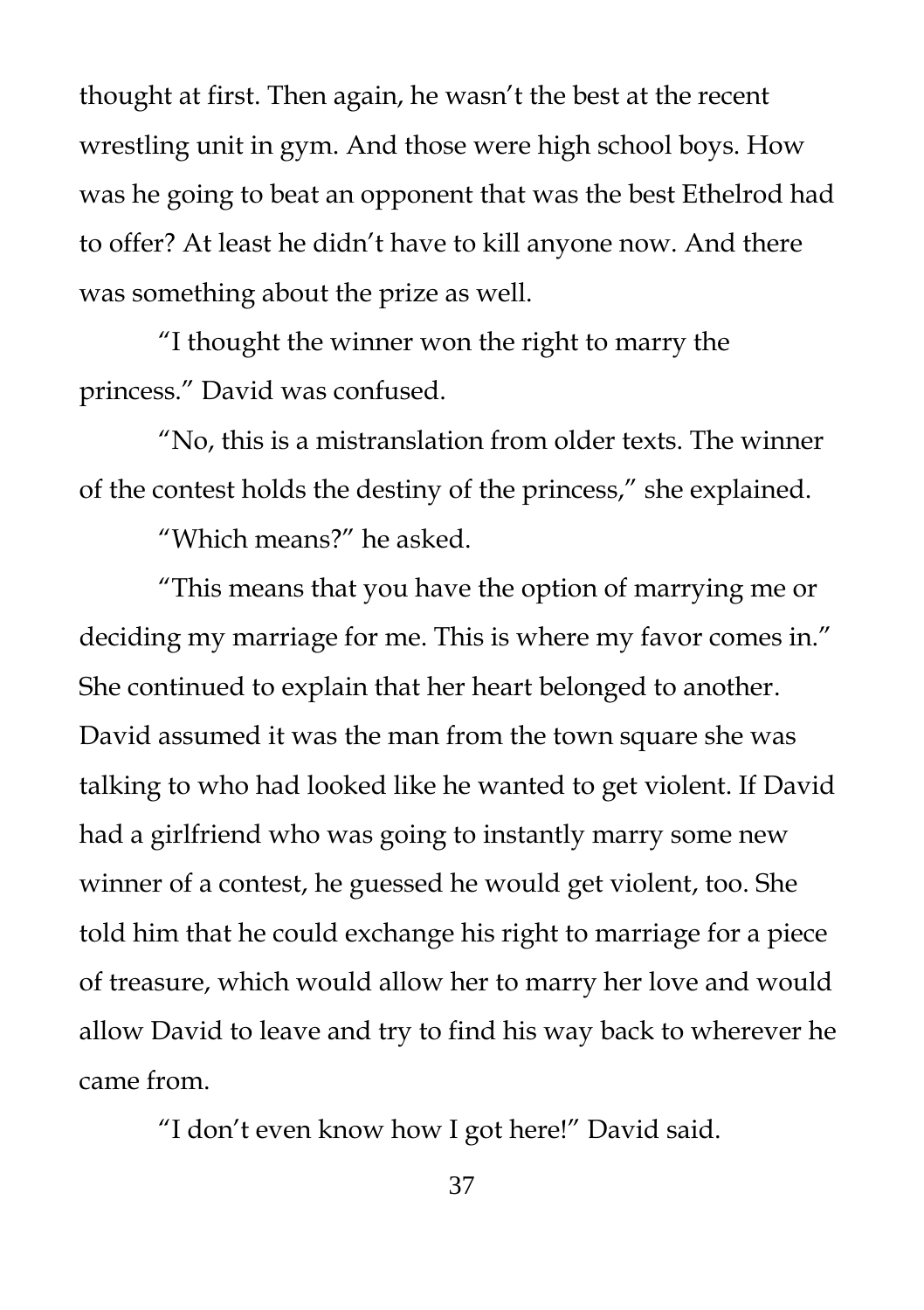thought at first. Then again, he wasn't the best at the recent wrestling unit in gym. And those were high school boys. How was he going to beat an opponent that was the best Ethelrod had to offer? At least he didn't have to kill anyone now. And there was something about the prize as well.

"I thought the winner won the right to marry the princess." David was confused.

"No, this is a mistranslation from older texts. The winner of the contest holds the destiny of the princess," she explained.

"Which means?" he asked.

"This means that you have the option of marrying me or deciding my marriage for me. This is where my favor comes in." She continued to explain that her heart belonged to another. David assumed it was the man from the town square she was talking to who had looked like he wanted to get violent. If David had a girlfriend who was going to instantly marry some new winner of a contest, he guessed he would get violent, too. She told him that he could exchange his right to marriage for a piece of treasure, which would allow her to marry her love and would allow David to leave and try to find his way back to wherever he came from.

"I don't even know how I got here!" David said.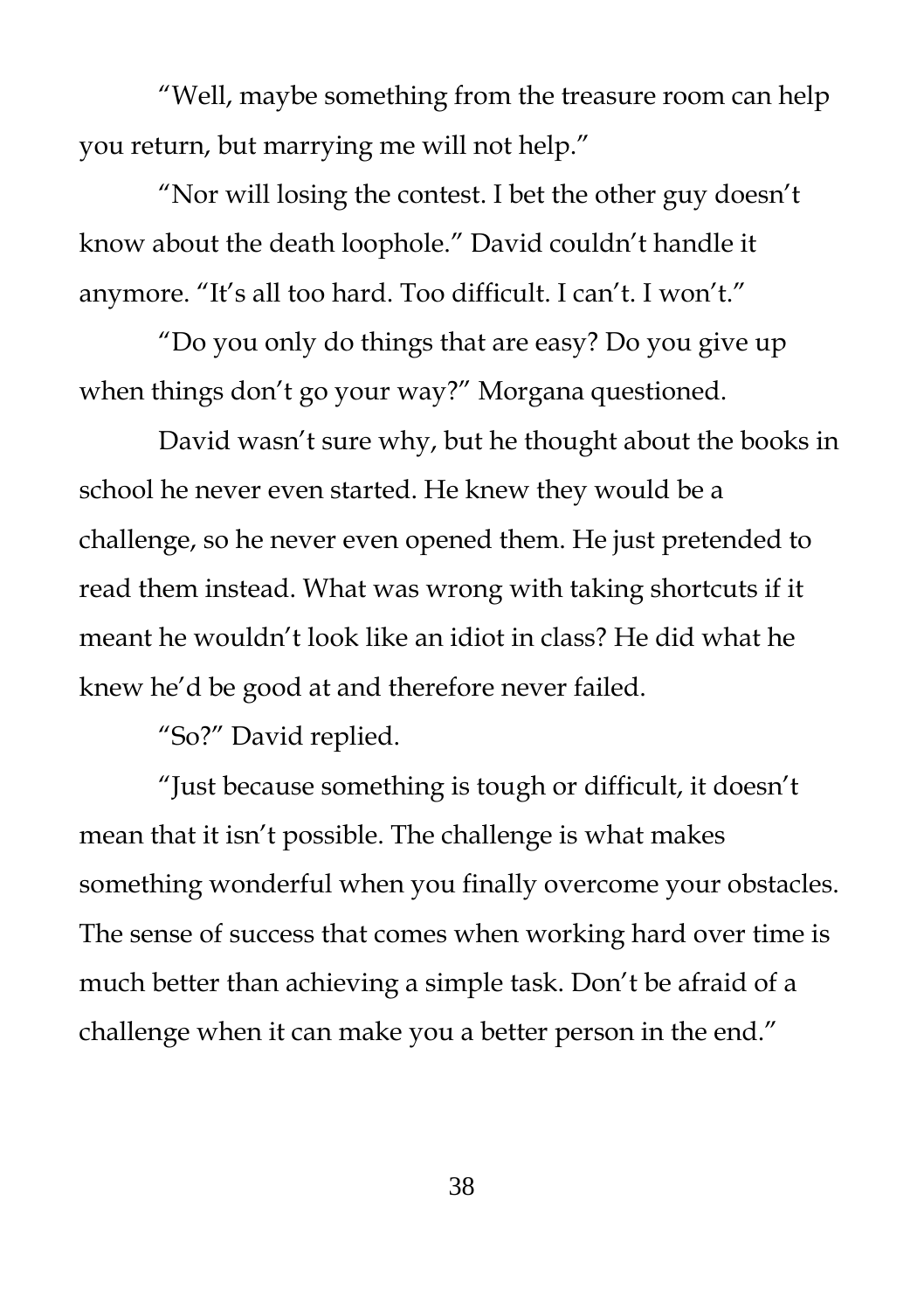"Well, maybe something from the treasure room can help you return, but marrying me will not help."

"Nor will losing the contest. I bet the other guy doesn't know about the death loophole." David couldn't handle it anymore. "It's all too hard. Too difficult. I can't. I won't."

"Do you only do things that are easy? Do you give up when things don't go your way?" Morgana questioned.

David wasn't sure why, but he thought about the books in school he never even started. He knew they would be a challenge, so he never even opened them. He just pretended to read them instead. What was wrong with taking shortcuts if it meant he wouldn't look like an idiot in class? He did what he knew he'd be good at and therefore never failed.

"So?" David replied.

"Just because something is tough or difficult, it doesn't mean that it isn't possible. The challenge is what makes something wonderful when you finally overcome your obstacles. The sense of success that comes when working hard over time is much better than achieving a simple task. Don't be afraid of a challenge when it can make you a better person in the end."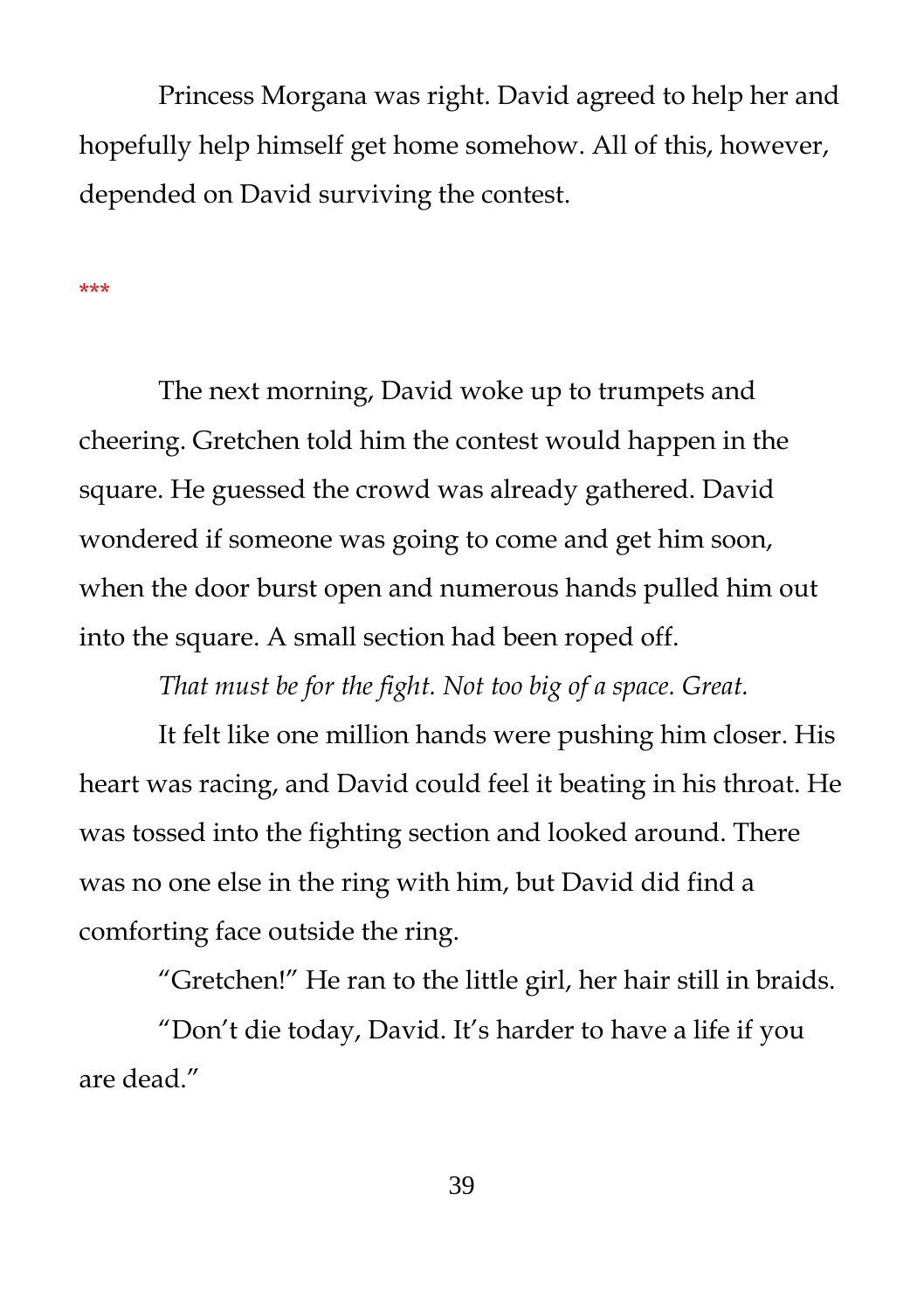Princess Morgana was right. David agreed to help her and hopefully help himself get home somehow. All of this, however, depended on David surviving the contest.

***

The next morning, David woke up to trumpets and cheering. Gretchen told him the contest would happen in the square. He guessed the crowd was already gathered. David wondered if someone was going to come and get him soon, when the door burst open and numerous hands pulled him out into the square. A small section had been roped off.

*That must be for the fight. Not too big of a space. Great.*

It felt like one million hands were pushing him closer. His heart was racing, and David could feel it beating in his throat. He was tossed into the fighting section and looked around. There was no one else in the ring with him, but David did find a comforting face outside the ring.

"Gretchen!" He ran to the little girl, her hair still in braids.

"Don't die today, David. It's harder to have a life if you are dead."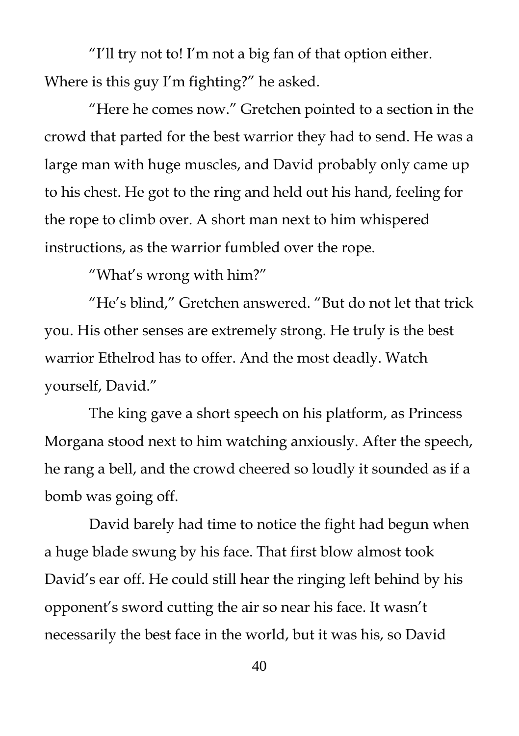"I'll try not to! I'm not a big fan of that option either. Where is this guy I'm fighting?" he asked.

"Here he comes now." Gretchen pointed to a section in the crowd that parted for the best warrior they had to send. He was a large man with huge muscles, and David probably only came up to his chest. He got to the ring and held out his hand, feeling for the rope to climb over. A short man next to him whispered instructions, as the warrior fumbled over the rope.

"What's wrong with him?"

"He's blind," Gretchen answered. "But do not let that trick you. His other senses are extremely strong. He truly is the best warrior Ethelrod has to offer. And the most deadly. Watch yourself, David."

The king gave a short speech on his platform, as Princess Morgana stood next to him watching anxiously. After the speech, he rang a bell, and the crowd cheered so loudly it sounded as if a bomb was going off.

David barely had time to notice the fight had begun when a huge blade swung by his face. That first blow almost took David's ear off. He could still hear the ringing left behind by his opponent's sword cutting the air so near his face. It wasn't necessarily the best face in the world, but it was his, so David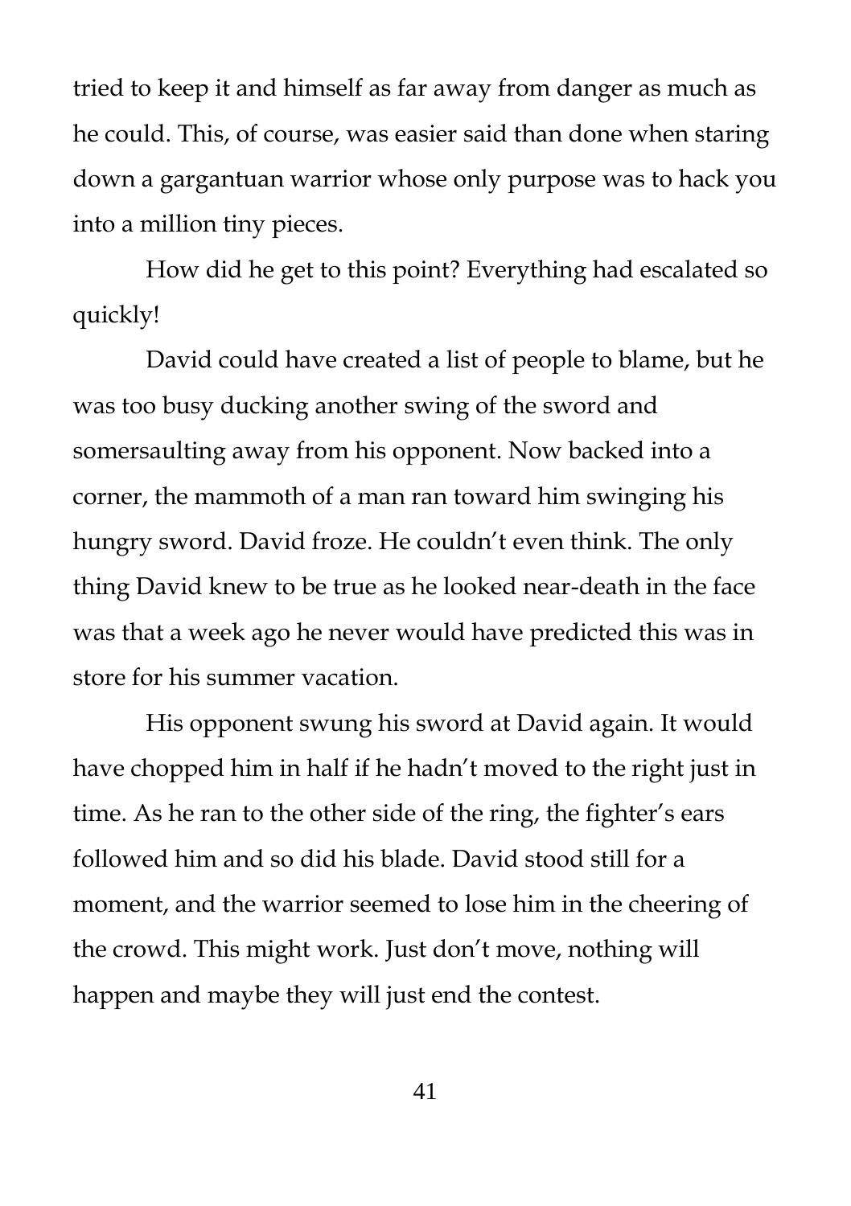tried to keep it and himself as far away from danger as much as he could. This, of course, was easier said than done when staring down a gargantuan warrior whose only purpose was to hack you into a million tiny pieces.

How did he get to this point? Everything had escalated so quickly!

David could have created a list of people to blame, but he was too busy ducking another swing of the sword and somersaulting away from his opponent. Now backed into a corner, the mammoth of a man ran toward him swinging his hungry sword. David froze. He couldn't even think. The only thing David knew to be true as he looked near-death in the face was that a week ago he never would have predicted this was in store for his summer vacation.

His opponent swung his sword at David again. It would have chopped him in half if he hadn't moved to the right just in time. As he ran to the other side of the ring, the fighter's ears followed him and so did his blade. David stood still for a moment, and the warrior seemed to lose him in the cheering of the crowd. This might work. Just don't move, nothing will happen and maybe they will just end the contest.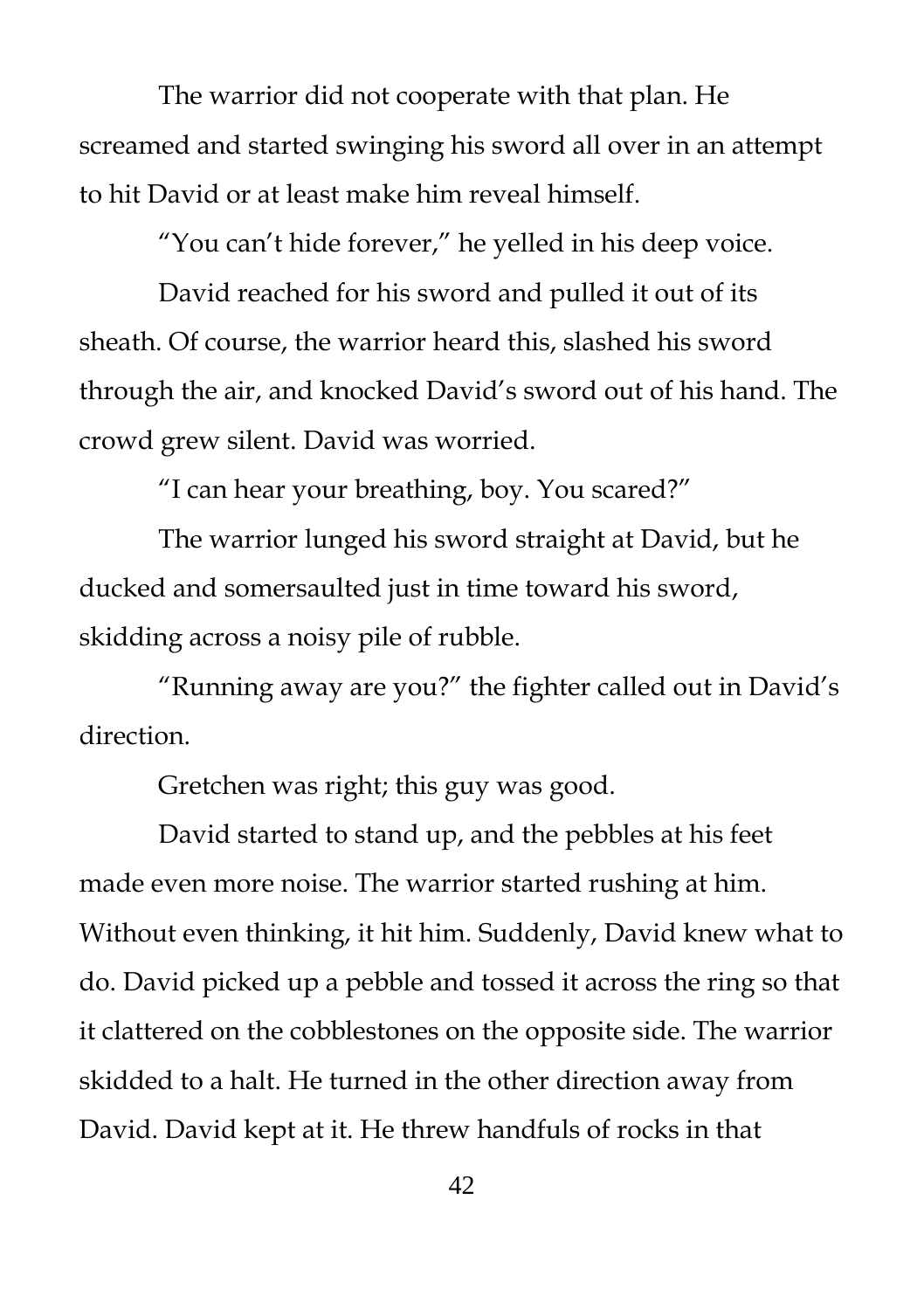The warrior did not cooperate with that plan. He screamed and started swinging his sword all over in an attempt to hit David or at least make him reveal himself.

"You can't hide forever," he yelled in his deep voice.

David reached for his sword and pulled it out of its sheath. Of course, the warrior heard this, slashed his sword through the air, and knocked David's sword out of his hand. The crowd grew silent. David was worried.

"I can hear your breathing, boy. You scared?"

The warrior lunged his sword straight at David, but he ducked and somersaulted just in time toward his sword, skidding across a noisy pile of rubble.

"Running away are you?" the fighter called out in David's direction.

Gretchen was right; this guy was good.

David started to stand up, and the pebbles at his feet made even more noise. The warrior started rushing at him. Without even thinking, it hit him. Suddenly, David knew what to do. David picked up a pebble and tossed it across the ring so that it clattered on the cobblestones on the opposite side. The warrior skidded to a halt. He turned in the other direction away from David. David kept at it. He threw handfuls of rocks in that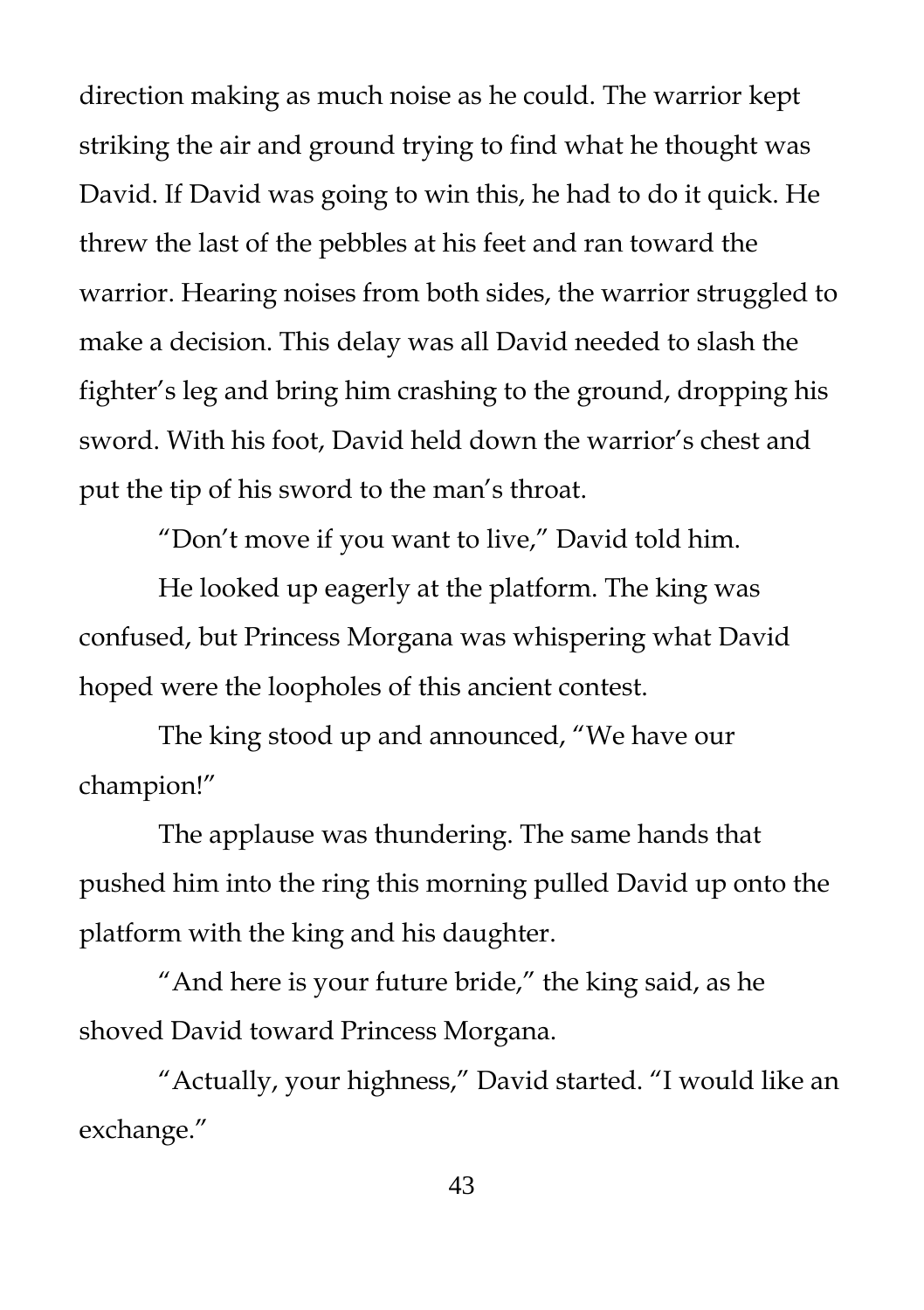direction making as much noise as he could. The warrior kept striking the air and ground trying to find what he thought was David. If David was going to win this, he had to do it quick. He threw the last of the pebbles at his feet and ran toward the warrior. Hearing noises from both sides, the warrior struggled to make a decision. This delay was all David needed to slash the fighter's leg and bring him crashing to the ground, dropping his sword. With his foot, David held down the warrior's chest and put the tip of his sword to the man's throat.

"Don't move if you want to live," David told him.

He looked up eagerly at the platform. The king was confused, but Princess Morgana was whispering what David hoped were the loopholes of this ancient contest.

The king stood up and announced, "We have our champion!"

The applause was thundering. The same hands that pushed him into the ring this morning pulled David up onto the platform with the king and his daughter.

"And here is your future bride," the king said, as he shoved David toward Princess Morgana.

"Actually, your highness," David started. "I would like an exchange."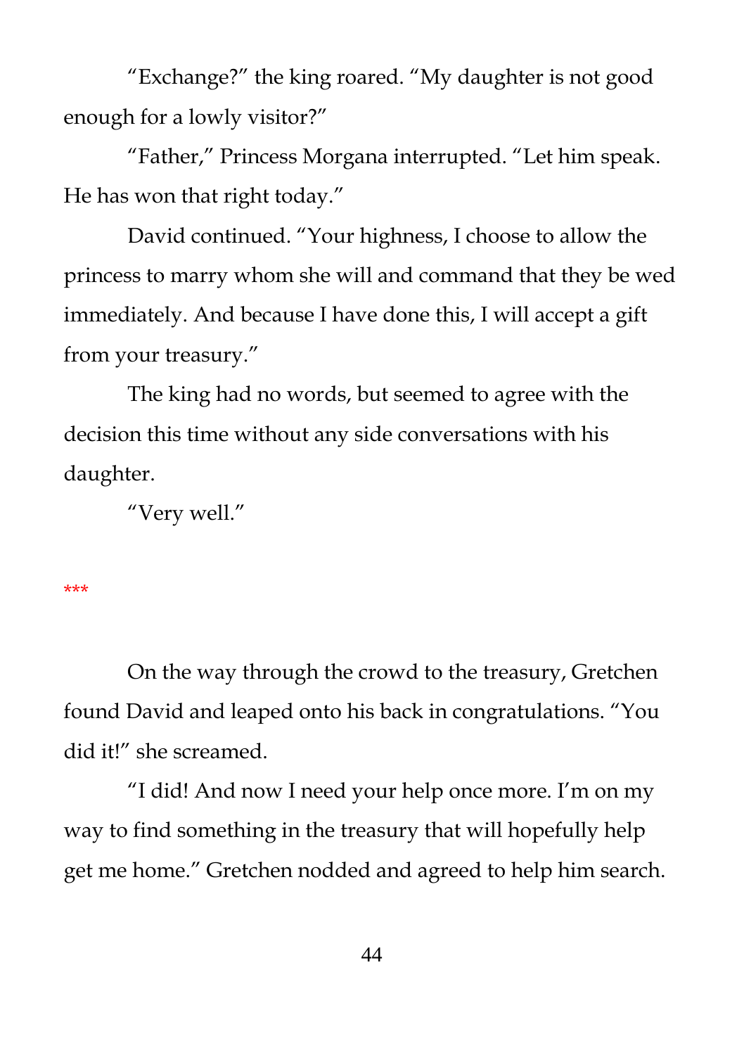"Exchange?" the king roared. "My daughter is not good enough for a lowly visitor?"

"Father," Princess Morgana interrupted. "Let him speak. He has won that right today."

David continued. "Your highness, I choose to allow the princess to marry whom she will and command that they be wed immediately. And because I have done this, I will accept a gift from your treasury."

The king had no words, but seemed to agree with the decision this time without any side conversations with his daughter.

"Very well."

***

On the way through the crowd to the treasury, Gretchen found David and leaped onto his back in congratulations. "You did it!" she screamed.

"I did! And now I need your help once more. I'm on my way to find something in the treasury that will hopefully help get me home." Gretchen nodded and agreed to help him search.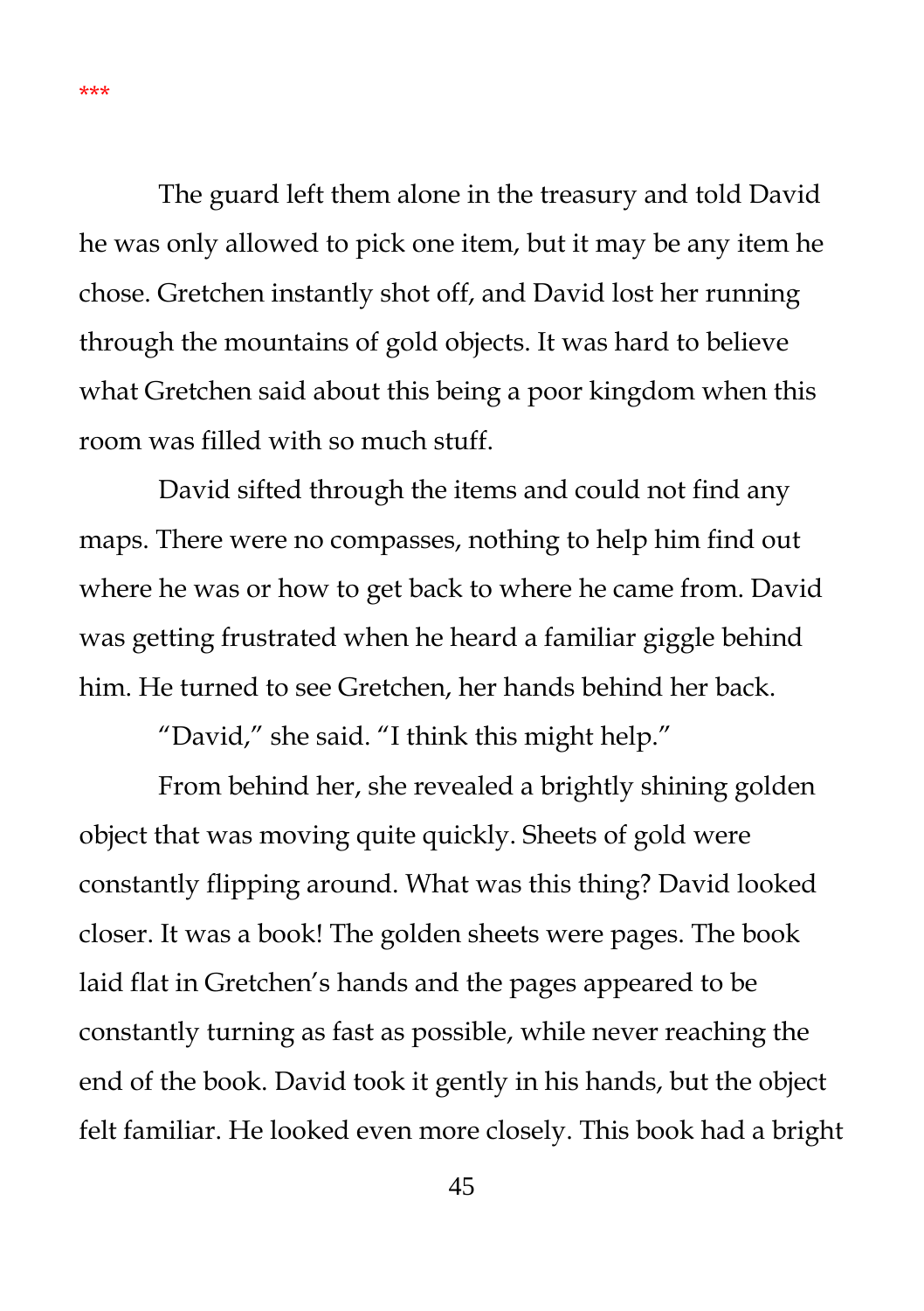***

The guard left them alone in the treasury and told David he was only allowed to pick one item, but it may be any item he chose. Gretchen instantly shot off, and David lost her running through the mountains of gold objects. It was hard to believe what Gretchen said about this being a poor kingdom when this room was filled with so much stuff.

David sifted through the items and could not find any maps. There were no compasses, nothing to help him find out where he was or how to get back to where he came from. David was getting frustrated when he heard a familiar giggle behind him. He turned to see Gretchen, her hands behind her back.

"David," she said. "I think this might help."

From behind her, she revealed a brightly shining golden object that was moving quite quickly. Sheets of gold were constantly flipping around. What was this thing? David looked closer. It was a book! The golden sheets were pages. The book laid flat in Gretchen's hands and the pages appeared to be constantly turning as fast as possible, while never reaching the end of the book. David took it gently in his hands, but the object felt familiar. He looked even more closely. This book had a bright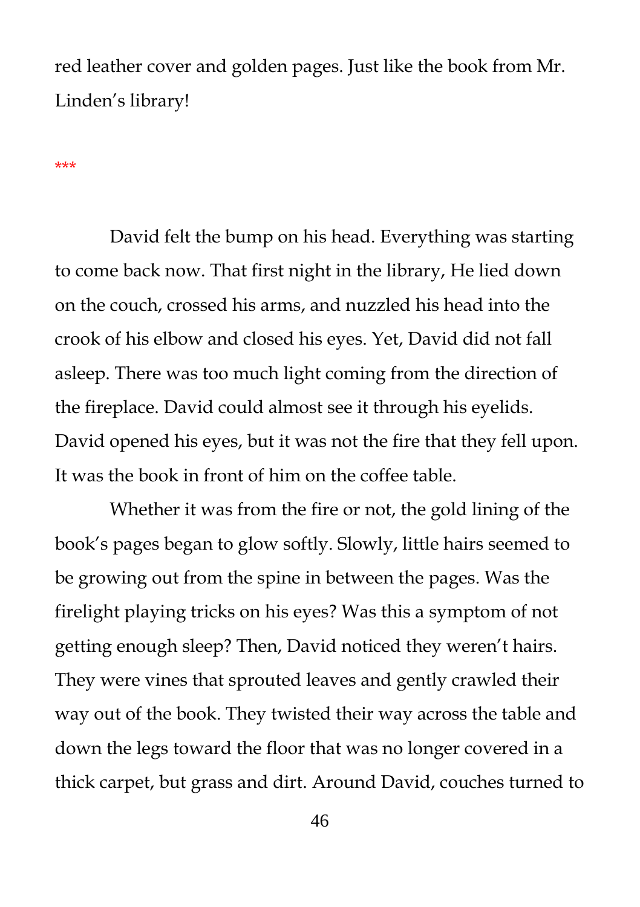red leather cover and golden pages. Just like the book from Mr. Linden's library!

***

David felt the bump on his head. Everything was starting to come back now. That first night in the library, He lied down on the couch, crossed his arms, and nuzzled his head into the crook of his elbow and closed his eyes. Yet, David did not fall asleep. There was too much light coming from the direction of the fireplace. David could almost see it through his eyelids. David opened his eyes, but it was not the fire that they fell upon. It was the book in front of him on the coffee table.

Whether it was from the fire or not, the gold lining of the book's pages began to glow softly. Slowly, little hairs seemed to be growing out from the spine in between the pages. Was the firelight playing tricks on his eyes? Was this a symptom of not getting enough sleep? Then, David noticed they weren't hairs. They were vines that sprouted leaves and gently crawled their way out of the book. They twisted their way across the table and down the legs toward the floor that was no longer covered in a thick carpet, but grass and dirt. Around David, couches turned to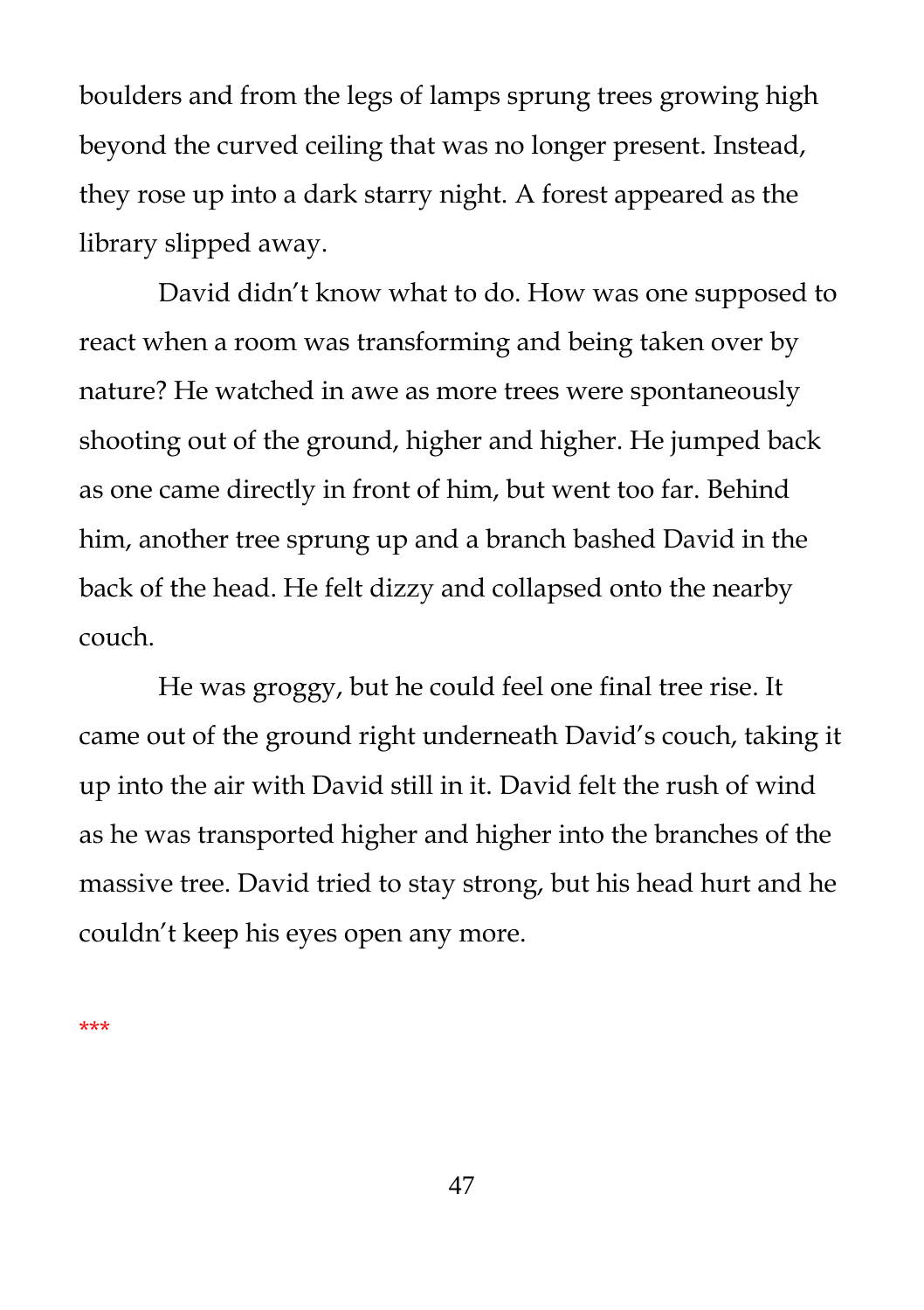boulders and from the legs of lamps sprung trees growing high beyond the curved ceiling that was no longer present. Instead, they rose up into a dark starry night. A forest appeared as the library slipped away.

David didn't know what to do. How was one supposed to react when a room was transforming and being taken over by nature? He watched in awe as more trees were spontaneously shooting out of the ground, higher and higher. He jumped back as one came directly in front of him, but went too far. Behind him, another tree sprung up and a branch bashed David in the back of the head. He felt dizzy and collapsed onto the nearby couch.

He was groggy, but he could feel one final tree rise. It came out of the ground right underneath David's couch, taking it up into the air with David still in it. David felt the rush of wind as he was transported higher and higher into the branches of the massive tree. David tried to stay strong, but his head hurt and he couldn't keep his eyes open any more.

***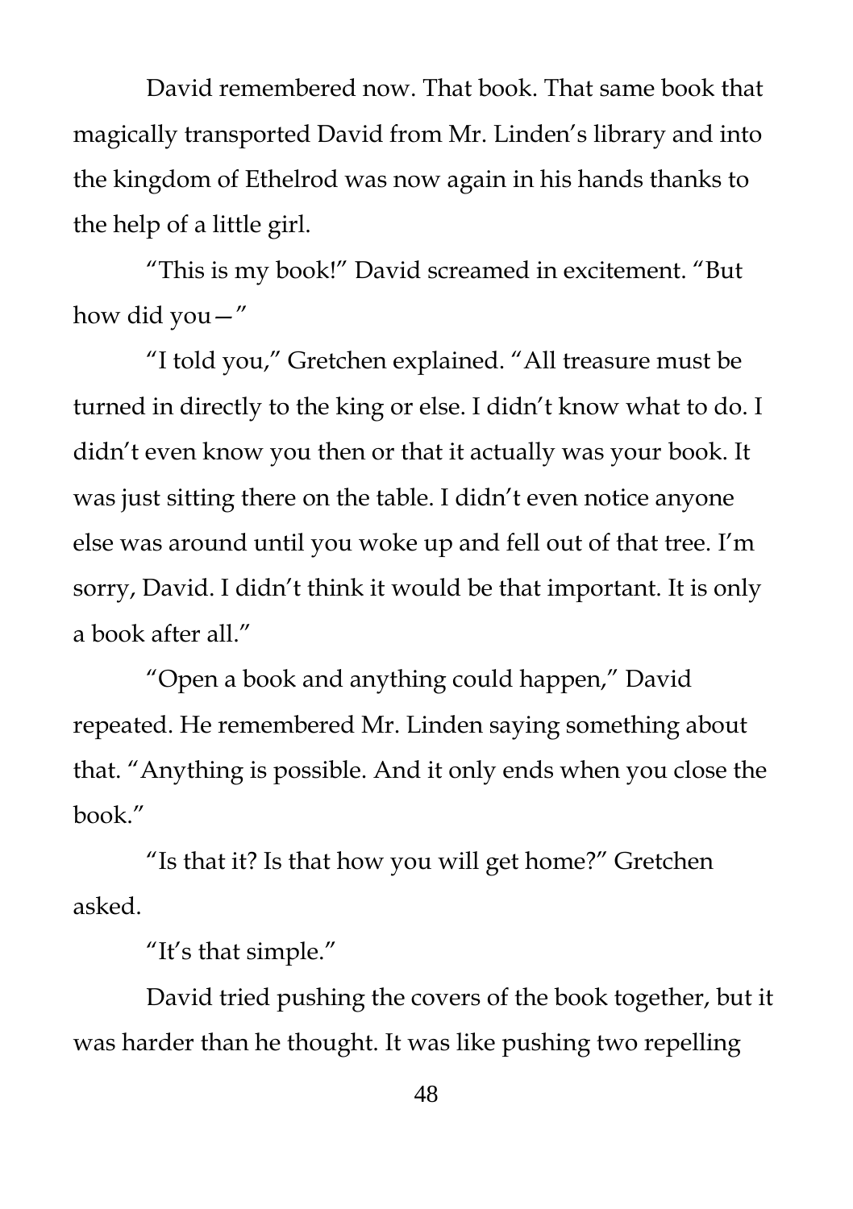David remembered now. That book. That same book that magically transported David from Mr. Linden's library and into the kingdom of Ethelrod was now again in his hands thanks to the help of a little girl.

"This is my book!" David screamed in excitement. "But how did you—"

"I told you," Gretchen explained. "All treasure must be turned in directly to the king or else. I didn't know what to do. I didn't even know you then or that it actually was your book. It was just sitting there on the table. I didn't even notice anyone else was around until you woke up and fell out of that tree. I'm sorry, David. I didn't think it would be that important. It is only a book after all."

"Open a book and anything could happen," David repeated. He remembered Mr. Linden saying something about that. "Anything is possible. And it only ends when you close the book."

"Is that it? Is that how you will get home?" Gretchen asked.

"It's that simple."

David tried pushing the covers of the book together, but it was harder than he thought. It was like pushing two repelling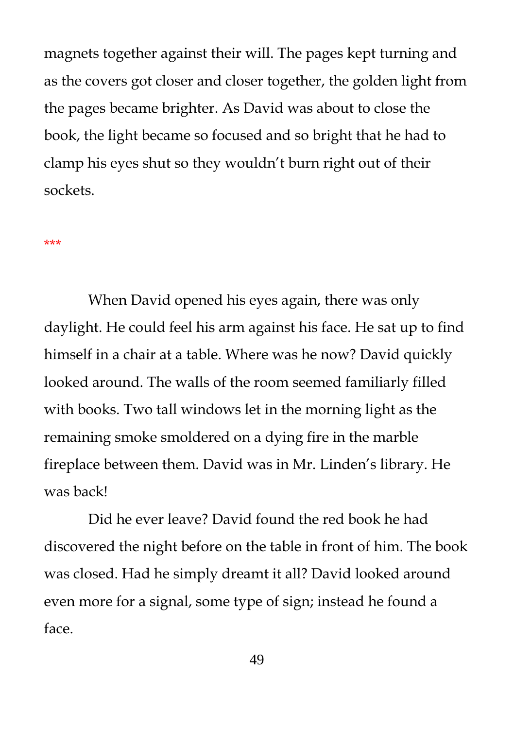magnets together against their will. The pages kept turning and as the covers got closer and closer together, the golden light from the pages became brighter. As David was about to close the book, the light became so focused and so bright that he had to clamp his eyes shut so they wouldn't burn right out of their sockets.

***

When David opened his eyes again, there was only daylight. He could feel his arm against his face. He sat up to find himself in a chair at a table. Where was he now? David quickly looked around. The walls of the room seemed familiarly filled with books. Two tall windows let in the morning light as the remaining smoke smoldered on a dying fire in the marble fireplace between them. David was in Mr. Linden's library. He was back!

Did he ever leave? David found the red book he had discovered the night before on the table in front of him. The book was closed. Had he simply dreamt it all? David looked around even more for a signal, some type of sign; instead he found a face.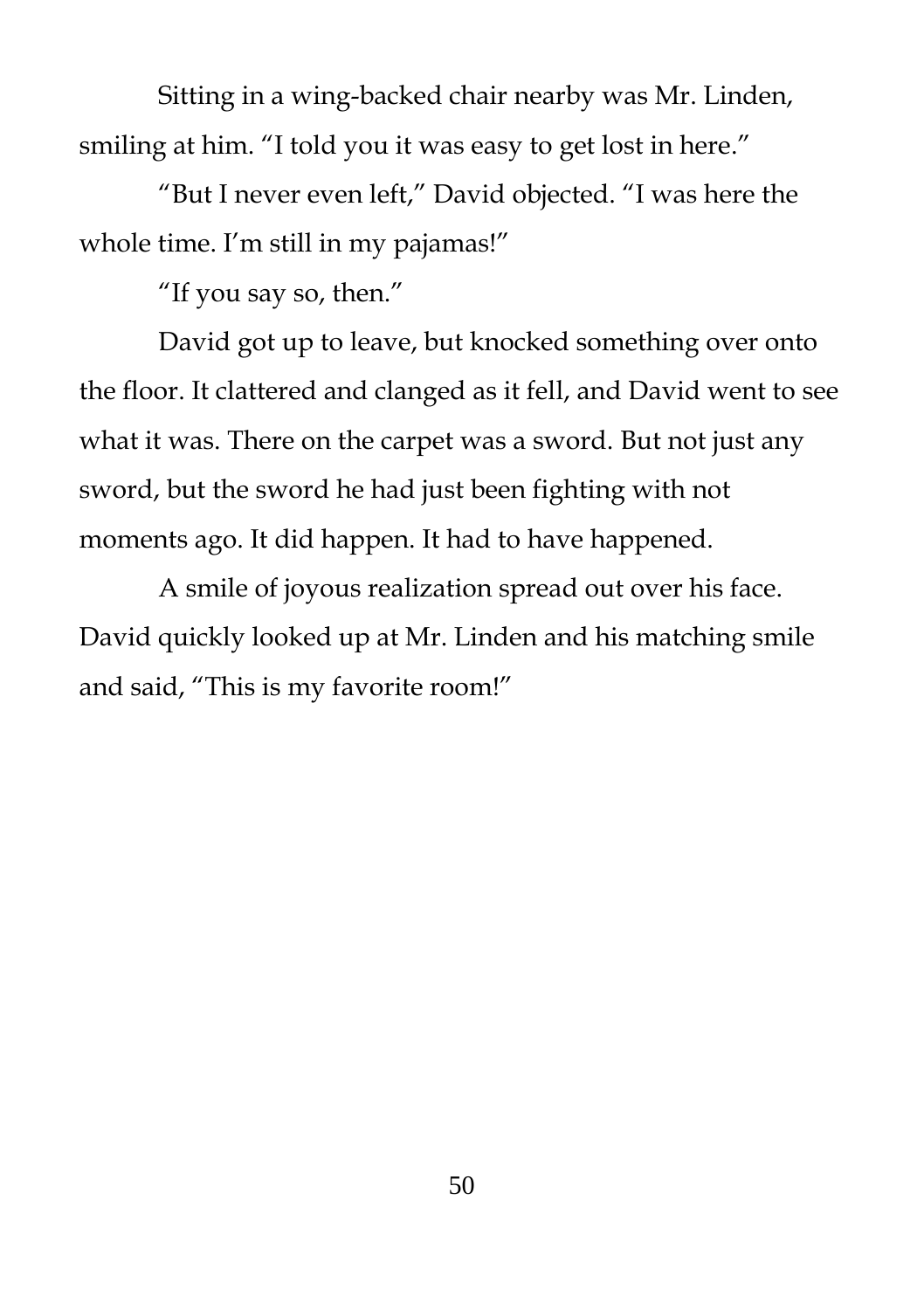Sitting in a wing-backed chair nearby was Mr. Linden, smiling at him. "I told you it was easy to get lost in here."

"But I never even left," David objected. "I was here the whole time. I'm still in my pajamas!"

"If you say so, then."

David got up to leave, but knocked something over onto the floor. It clattered and clanged as it fell, and David went to see what it was. There on the carpet was a sword. But not just any sword, but the sword he had just been fighting with not moments ago. It did happen. It had to have happened.

A smile of joyous realization spread out over his face. David quickly looked up at Mr. Linden and his matching smile and said, "This is my favorite room!"